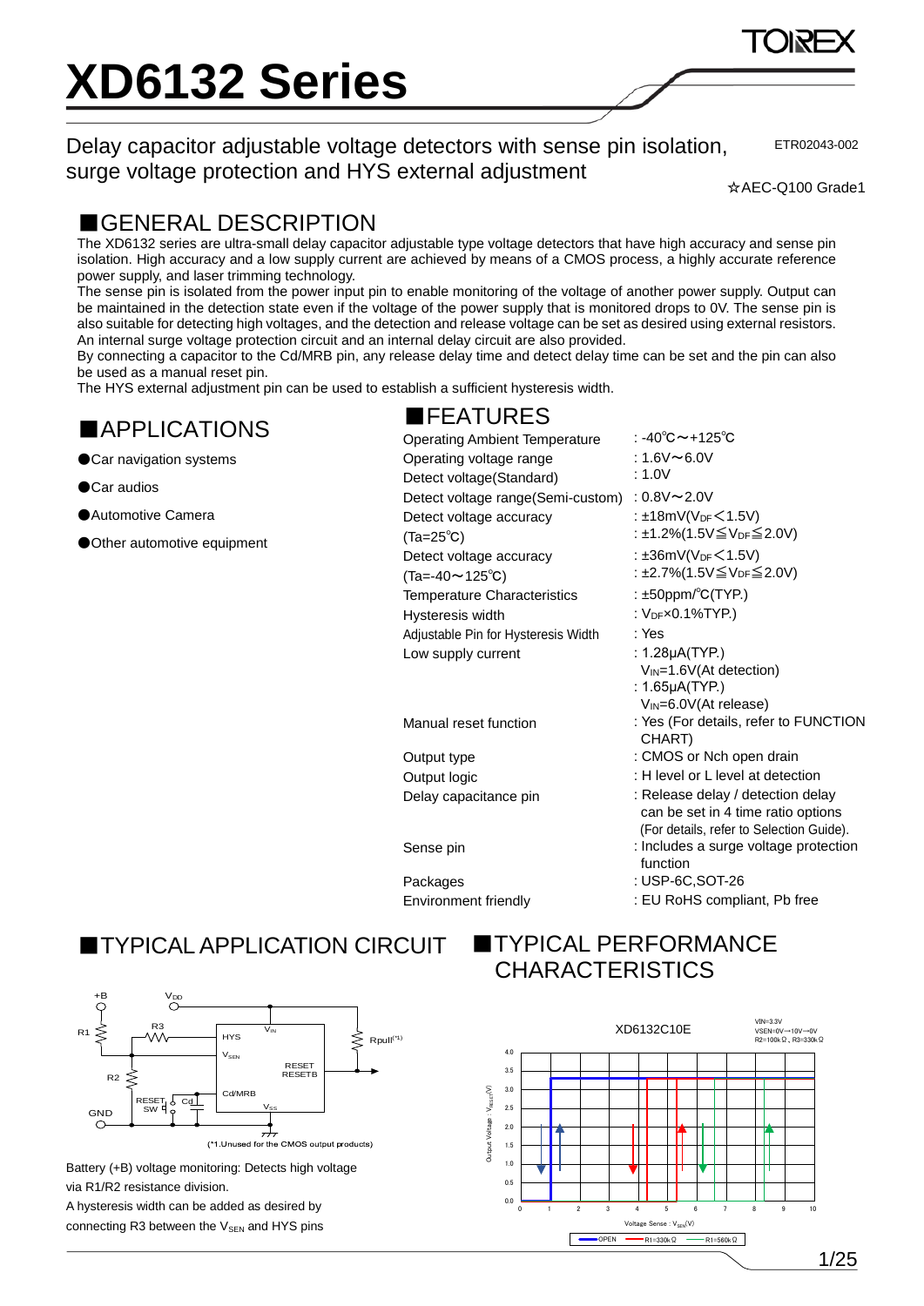# XD6132 Series

## Delay capacitor adjustable voltage detectors with sense pin isolation, surge voltage protection and HYS external adjustment

ETR02043-002

☆AEC-Q100 Grade1

## ■GENERAL DESCRIPTION

The XD6132 series are ultra-small delay capacitor adjustable type voltage detectors that have high accuracy and sense pin isolation. High accuracy and a low supply current are achieved by means of a CMOS process, a highly accurate reference power supply, and laser trimming technology.

The sense pin is isolated from the power input pin to enable monitoring of the voltage of another power supply. Output can be maintained in the detection state even if the voltage of the power supply that is monitored drops to 0V. The sense pin is also suitable for detecting high voltages, and the detection and release voltage can be set as desired using external resistors. An internal surge voltage protection circuit and an internal delay circuit are also provided.

By connecting a capacitor to the Cd/MRB pin, any release delay time and detect delay time can be set and the pin can also be used as a manual reset pin.

The HYS external adjustment pin can be used to establish a sufficient hysteresis width.

## ■APPLICATIONS

- ●Car navigation systems
- ●Car audios
- ●Automotive Camera
- ●Other automotive equipment

## ■FEATURES

| | |
|---|---|
| Operating Ambient Temperature | : -40℃～+125℃ |
| Operating voltage range | : 1.6V～6.0V |
| Detect voltage(Standard) | : 1.0V |
| Detect voltage range(Semi-custom) | : 0.8V～2.0V |
| Detect voltage accuracy (Ta=25℃) | : ±18mV($V_{DF}$＜1.5V)<br>: ±1.2%(1.5V≦$V_{DF}$≦2.0V) |
| Detect voltage accuracy (Ta=-40～125℃) | : ±36mV($V_{DF}$＜1.5V)<br>: ±2.7%(1.5V≦$V_{DF}$≦2.0V) |
| Temperature Characteristics | : ±50ppm/℃(TYP.) |
| Hysteresis width | : $V_{DF}$×0.1%TYP.) |
| Adjustable Pin for Hysteresis Width | : Yes |
| Low supply current | : 1.28μA(TYP.) $V_{IN}$=1.6V(At detection)<br>: 1.65μA(TYP.) $V_{IN}$=6.0V(At release) |
| Manual reset function | : Yes (For details, refer to FUNCTION CHART) |
| Output type | : CMOS or Nch open drain |
| Output logic | : H level or L level at detection |
| Delay capacitance pin | : Release delay / detection delay can be set in 4 time ratio options (For details, refer to Selection Guide). |
| Sense pin | : Includes a surge voltage protection function |
| Packages | : USP-6C,SOT-26 |
| Environment friendly | : EU RoHS compliant, Pb free |

## ■TYPICAL APPLICATION CIRCUIT

(*1.Unused for the CMOS output products)

Battery (+B) voltage monitoring: Detects high voltage via R1/R2 resistance division.

A hysteresis width can be added as desired by connecting R3 between the $V_{SEN}$ and HYS pins

## ■TYPICAL PERFORMANCE CHARACTERISTICS

XD6132C10E

VIN=3.3V, VSEN=0V→10V→0V, R2=100kΩ, R3=330kΩ

Legend: OPEN, R1=330kΩ, R1=560kΩ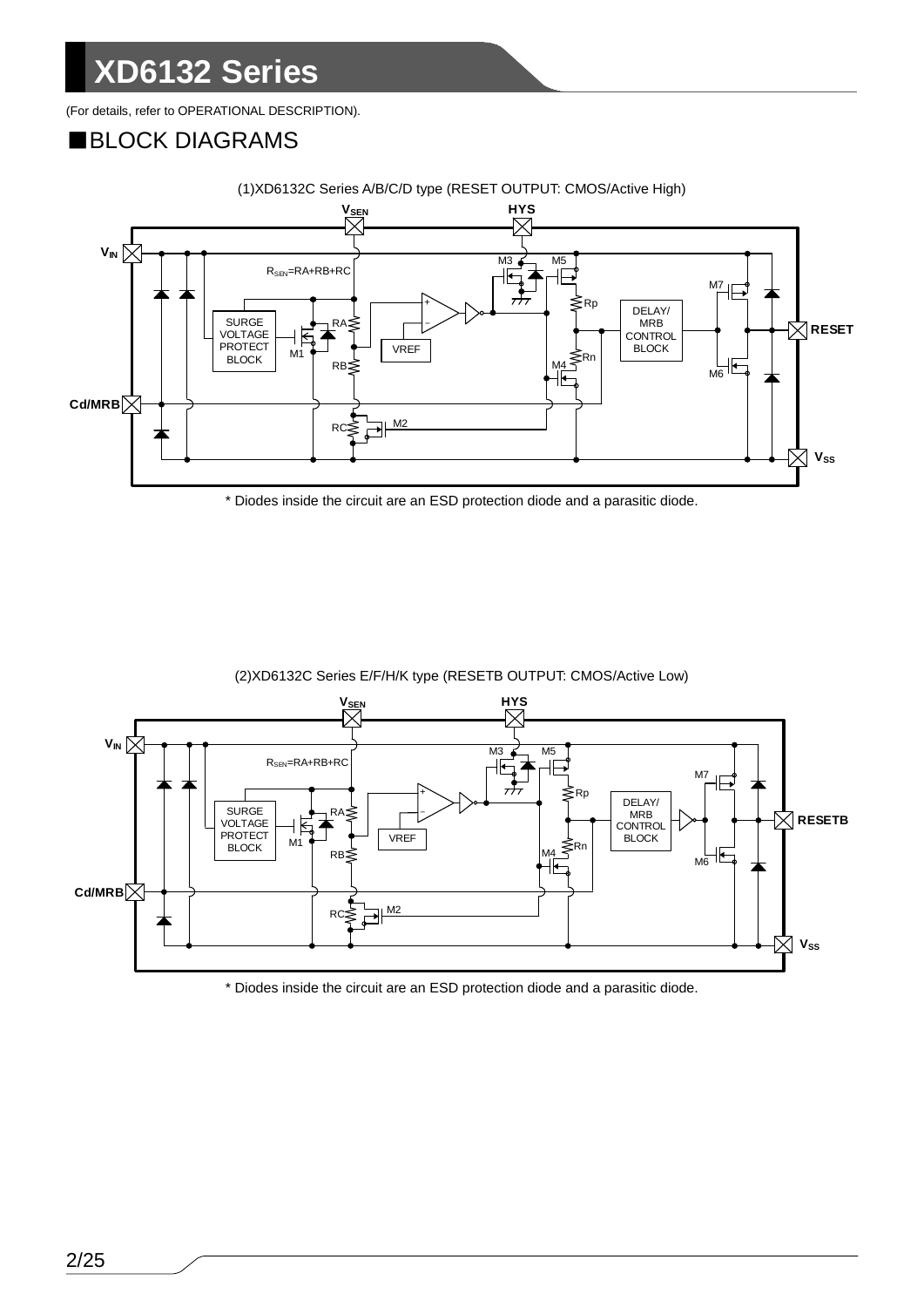(For details, refer to OPERATIONAL DESCRIPTION).

## ■BLOCK DIAGRAMS

(1)XD6132C Series A/B/C/D type (RESET OUTPUT: CMOS/Active High)

\* Diodes inside the circuit are an ESD protection diode and a parasitic diode.

(2)XD6132C Series E/F/H/K type (RESETB OUTPUT: CMOS/Active Low)

\* Diodes inside the circuit are an ESD protection diode and a parasitic diode.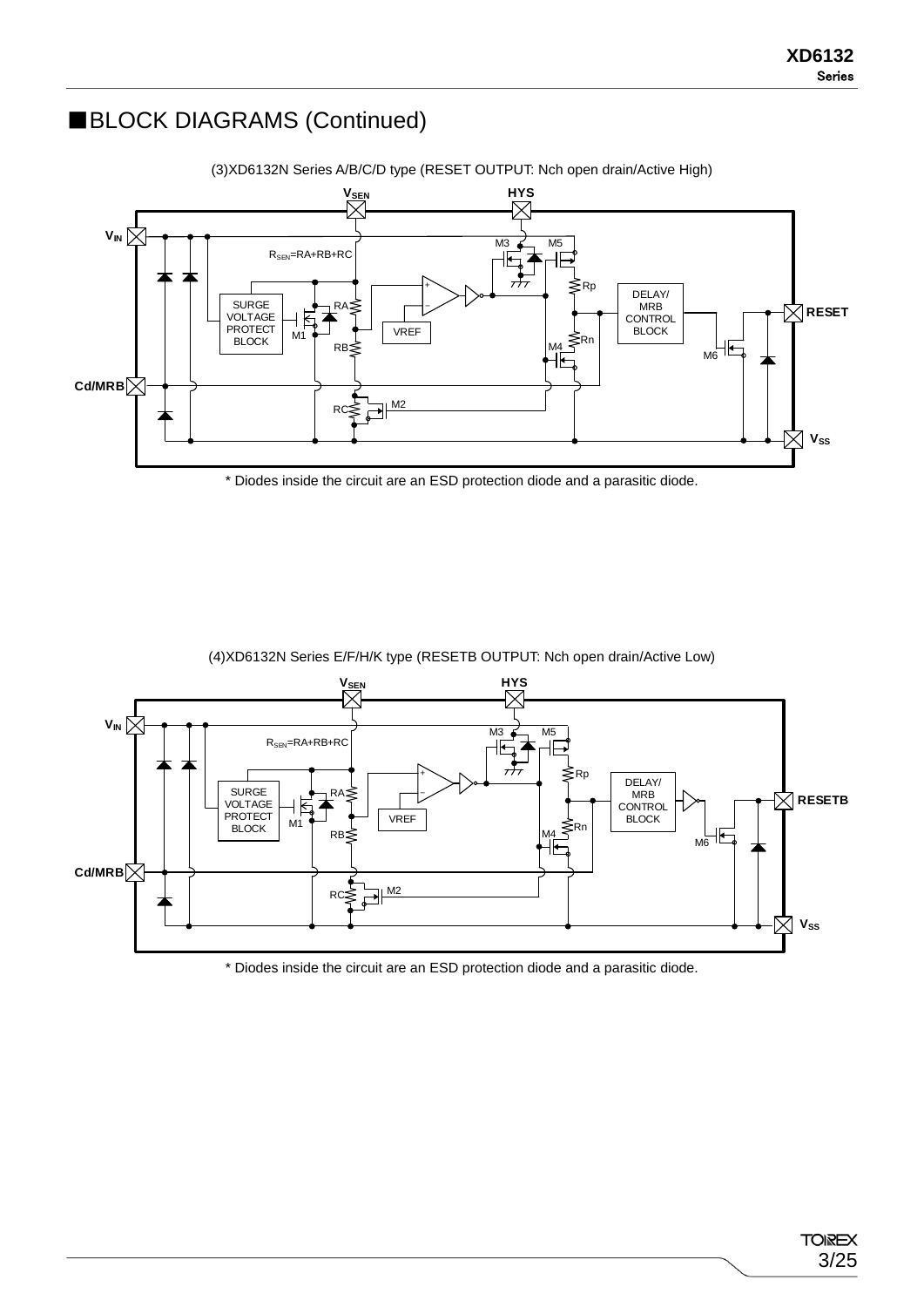## ■BLOCK DIAGRAMS (Continued)

(3)XD6132N Series A/B/C/D type (RESET OUTPUT: Nch open drain/Active High)

$V_{SEN}$ HYS $V_{IN}$ M3 M5 $R_{SEN}$=RA+RB+RC Rp SURGE VOLTAGE PROTECT BLOCK RA M1 VREF DELAY/ MRB CONTROL BLOCK RESET Rn RB M4 M6 Cd/MRB RC M2 $V_{SS}$

* Diodes inside the circuit are an ESD protection diode and a parasitic diode.

(4)XD6132N Series E/F/H/K type (RESETB OUTPUT: Nch open drain/Active Low)

$V_{SEN}$ HYS $V_{IN}$ M3 M5 $R_{SEN}$=RA+RB+RC Rp SURGE VOLTAGE PROTECT BLOCK RA M1 VREF DELAY/ MRB CONTROL BLOCK RESETB Rn RB M4 M6 Cd/MRB RC M2 $V_{SS}$

* Diodes inside the circuit are an ESD protection diode and a parasitic diode.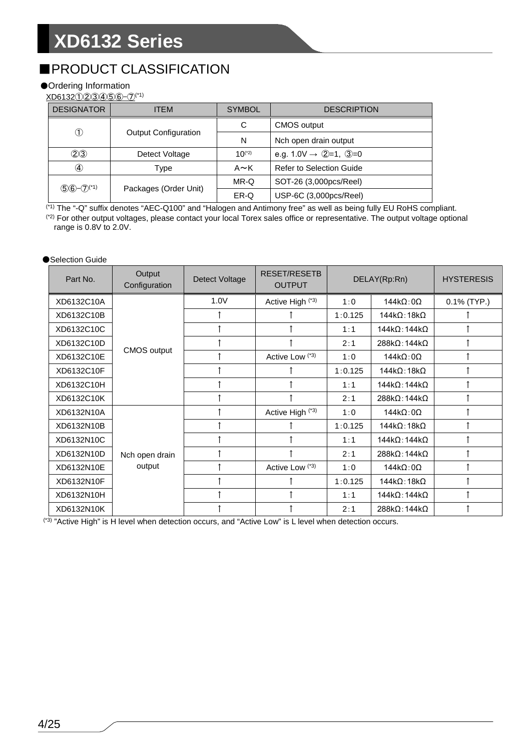# XD6132 Series

## ■PRODUCT CLASSIFICATION

### ●Ordering Information

XD6132①②③④⑤⑥-⑦[*1]

| DESIGNATOR | ITEM | SYMBOL | DESCRIPTION |
|---|---|---|---|
| ① | Output Configuration | C | CMOS output |
| | | N | Nch open drain output |
| ②③ | Detect Voltage | 10[*2] | e.g. 1.0V → ②=1, ③=0 |
| ④ | Type | A～K | Refer to Selection Guide |
| ⑤⑥-⑦[*1] | Packages (Order Unit) | MR-Q | SOT-26 (3,000pcs/Reel) |
| | | ER-Q | USP-6C (3,000pcs/Reel) |

[*1] The "-Q" suffix denotes "AEC-Q100" and "Halogen and Antimony free" as well as being fully EU RoHS compliant.

[*2] For other output voltages, please contact your local Torex sales office or representative. The output voltage optional range is 0.8V to 2.0V.

### ●Selection Guide

| Part No. | Output Configuration | Detect Voltage | RESET/RESETB OUTPUT | DELAY(Rp:Rn) | | HYSTERESIS |
|---|---|---|---|---|---|---|
| XD6132C10A | CMOS output | 1.0V | Active High [*3] | 1:0 | 144kΩ:0Ω | 0.1% (TYP.) |
| XD6132C10B | | ↑ | ↑ | 1:0.125 | 144kΩ:18kΩ | ↑ |
| XD6132C10C | | ↑ | ↑ | 1:1 | 144kΩ:144kΩ | ↑ |
| XD6132C10D | | ↑ | ↑ | 2:1 | 288kΩ:144kΩ | ↑ |
| XD6132C10E | | ↑ | Active Low [*3] | 1:0 | 144kΩ:0Ω | ↑ |
| XD6132C10F | | ↑ | ↑ | 1:0.125 | 144kΩ:18kΩ | ↑ |
| XD6132C10H | | ↑ | ↑ | 1:1 | 144kΩ:144kΩ | ↑ |
| XD6132C10K | | ↑ | ↑ | 2:1 | 288kΩ:144kΩ | ↑ |
| XD6132N10A | Nch open drain output | ↑ | Active High [*3] | 1:0 | 144kΩ:0Ω | ↑ |
| XD6132N10B | | ↑ | ↑ | 1:0.125 | 144kΩ:18kΩ | ↑ |
| XD6132N10C | | ↑ | ↑ | 1:1 | 144kΩ:144kΩ | ↑ |
| XD6132N10D | | ↑ | ↑ | 2:1 | 288kΩ:144kΩ | ↑ |
| XD6132N10E | | ↑ | Active Low [*3] | 1:0 | 144kΩ:0Ω | ↑ |
| XD6132N10F | | ↑ | ↑ | 1:0.125 | 144kΩ:18kΩ | ↑ |
| XD6132N10H | | ↑ | ↑ | 1:1 | 144kΩ:144kΩ | ↑ |
| XD6132N10K | | ↑ | ↑ | 2:1 | 288kΩ:144kΩ | ↑ |

[*3] "Active High" is H level when detection occurs, and "Active Low" is L level when detection occurs.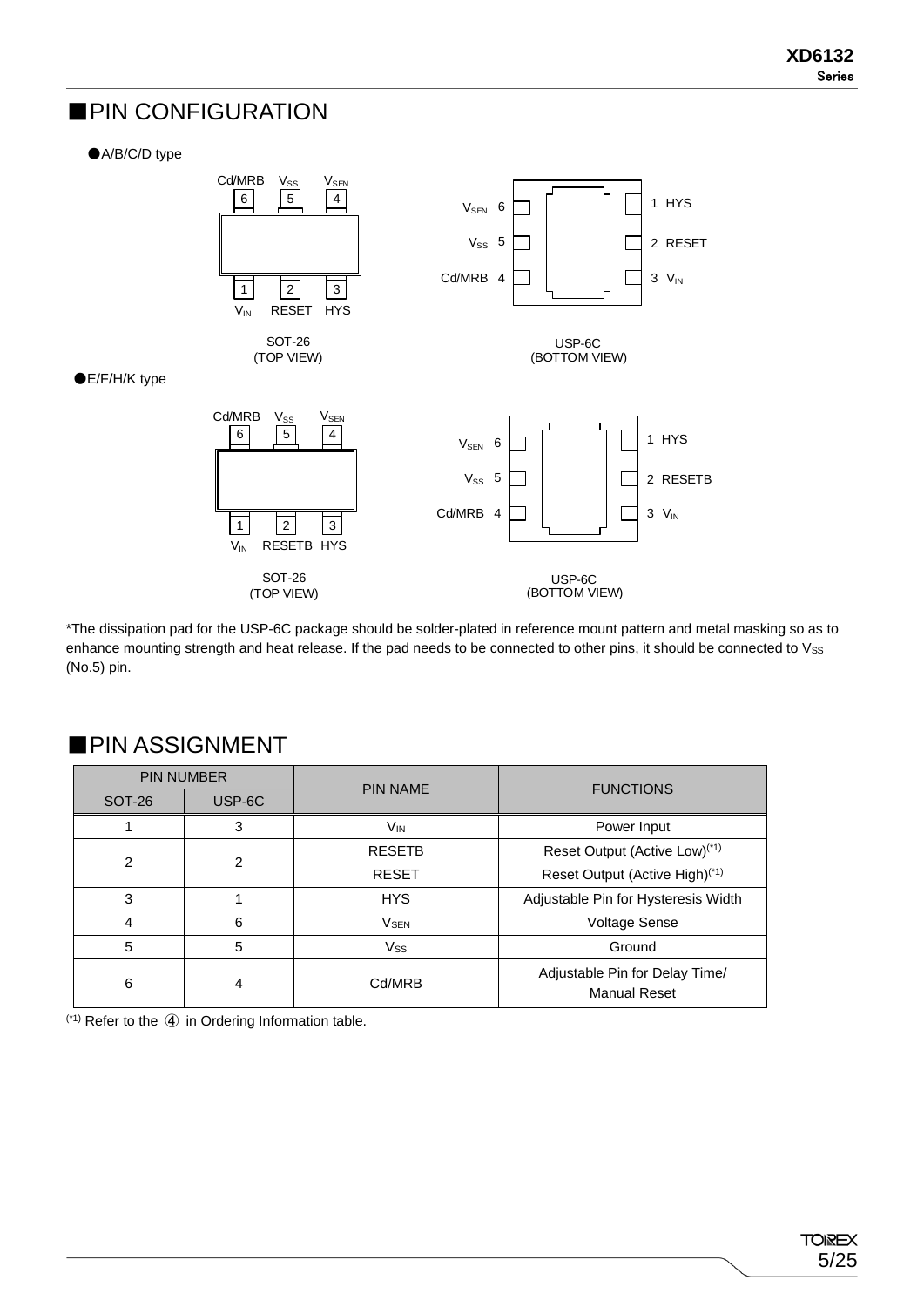## ■PIN CONFIGURATION

●A/B/C/D type

SOT-26
(TOP VIEW)

Pins (top): Cd/MRB 6, $V_{SS}$ 5, $V_{SEN}$ 4
Pins (bottom): 1 $V_{IN}$, 2 RESET, 3 HYS

USP-6C
(BOTTOM VIEW)

$V_{SEN}$ 6 — 1 HYS
$V_{SS}$ 5 — 2 RESET
Cd/MRB 4 — 3 $V_{IN}$

●E/F/H/K type

SOT-26
(TOP VIEW)

Pins (top): Cd/MRB 6, $V_{SS}$ 5, $V_{SEN}$ 4
Pins (bottom): 1 $V_{IN}$, 2 RESETB, 3 HYS

USP-6C
(BOTTOM VIEW)

$V_{SEN}$ 6 — 1 HYS
$V_{SS}$ 5 — 2 RESETB
Cd/MRB 4 — 3 $V_{IN}$

*The dissipation pad for the USP-6C package should be solder-plated in reference mount pattern and metal masking so as to enhance mounting strength and heat release. If the pad needs to be connected to other pins, it should be connected to $V_{SS}$ (No.5) pin.

## ■PIN ASSIGNMENT

| PIN NUMBER | | PIN NAME | FUNCTIONS |
|---|---|---|---|
| SOT-26 | USP-6C | | |
| 1 | 3 | $V_{IN}$ | Power Input |
| 2 | 2 | RESETB | Reset Output (Active Low)(*1) |
| | | RESET | Reset Output (Active High)(*1) |
| 3 | 1 | HYS | Adjustable Pin for Hysteresis Width |
| 4 | 6 | $V_{SEN}$ | Voltage Sense |
| 5 | 5 | $V_{SS}$ | Ground |
| 6 | 4 | Cd/MRB | Adjustable Pin for Delay Time/ Manual Reset |

(*1) Refer to the ④ in Ordering Information table.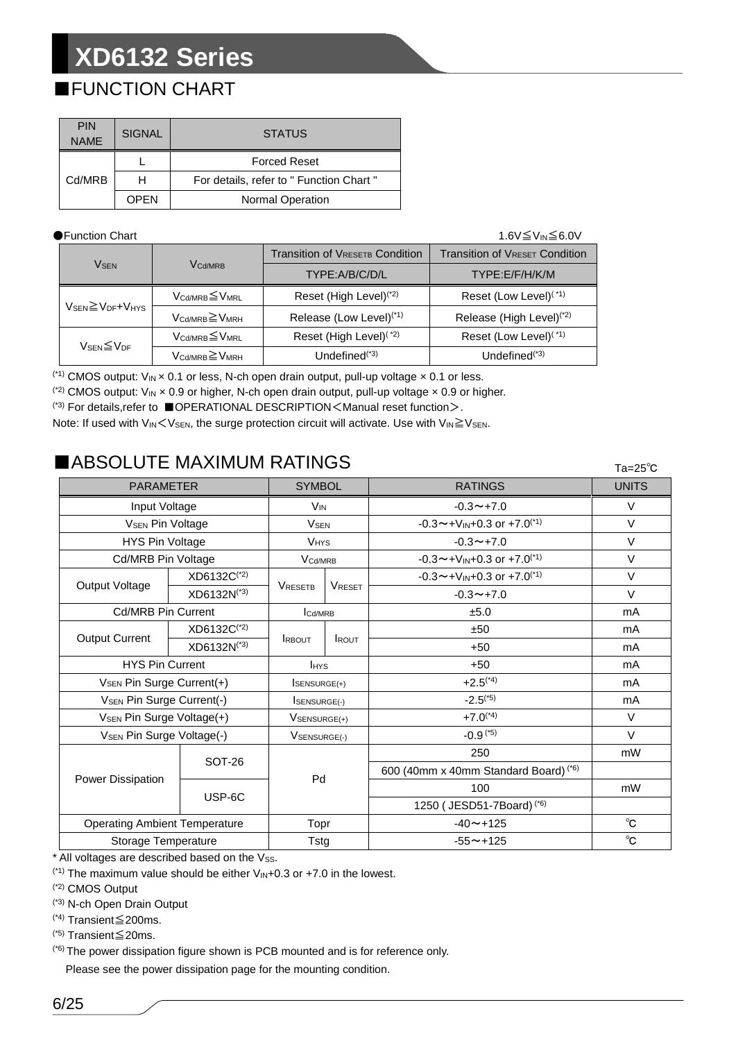## ■FUNCTION CHART

| PIN NAME | SIGNAL | STATUS |
|---|---|---|
| Cd/MRB | L | Forced Reset |
| | H | For details, refer to " Function Chart " |
| | OPEN | Normal Operation |

●Function Chart $1.6V \leqq V_{IN} \leqq 6.0V$

| $V_{SEN}$ | $V_{Cd/MRB}$ | Transition of $V_{RESETB}$ Condition | Transition of $V_{RESET}$ Condition |
|---|---|---|---|
| | | TYPE:A/B/C/D/L | TYPE:E/F/H/K/M |
| $V_{SEN} \geqq V_{DF}+V_{HYS}$ | $V_{Cd/MRB} \leqq V_{MRL}$ | Reset (High Level)(*2) | Reset (Low Level)(*1) |
| | $V_{Cd/MRB} \geqq V_{MRH}$ | Release (Low Level)(*1) | Release (High Level)(*2) |
| $V_{SEN} \leqq V_{DF}$ | $V_{Cd/MRB} \leqq V_{MRL}$ | Reset (High Level)(*2) | Reset (Low Level)(*1) |
| | $V_{Cd/MRB} \geqq V_{MRH}$ | Undefined(*3) | Undefined(*3) |

(*1) CMOS output: $V_{IN}$ × 0.1 or less, N-ch open drain output, pull-up voltage × 0.1 or less.

(*2) CMOS output: $V_{IN}$ × 0.9 or higher, N-ch open drain output, pull-up voltage × 0.9 or higher.

(*3) For details,refer to ■OPERATIONAL DESCRIPTION<Manual reset function>.

Note: If used with $V_{IN} < V_{SEN}$, the surge protection circuit will activate. Use with $V_{IN} \geqq V_{SEN}$.

## ■ABSOLUTE MAXIMUM RATINGS

Ta=25℃

| PARAMETER | | SYMBOL | | RATINGS | UNITS |
|---|---|---|---|---|---|
| Input Voltage | | $V_{IN}$ | | -0.3～+7.0 | V |
| $V_{SEN}$ Pin Voltage | | $V_{SEN}$ | | -0.3～+$V_{IN}$+0.3 or +7.0(*1) | V |
| HYS Pin Voltage | | $V_{HYS}$ | | -0.3～+7.0 | V |
| Cd/MRB Pin Voltage | | $V_{Cd/MRB}$ | | -0.3～+$V_{IN}$+0.3 or +7.0(*1) | V |
| Output Voltage | XD6132C(*2) | $V_{RESETB}$ | $V_{RESET}$ | -0.3～+$V_{IN}$+0.3 or +7.0(*1) | V |
| | XD6132N(*3) | | | -0.3～+7.0 | V |
| Cd/MRB Pin Current | | $I_{Cd/MRB}$ | | ±5.0 | mA |
| Output Current | XD6132C(*2) | $I_{RBOUT}$ | $I_{ROUT}$ | ±50 | mA |
| | XD6132N(*3) | | | +50 | mA |
| HYS Pin Current | | $I_{HYS}$ | | +50 | mA |
| $V_{SEN}$ Pin Surge Current(+) | | $I_{SENSURGE(+)}$ | | +2.5(*4) | mA |
| $V_{SEN}$ Pin Surge Current(-) | | $I_{SENSURGE(-)}$ | | -2.5(*5) | mA |
| $V_{SEN}$ Pin Surge Voltage(+) | | $V_{SENSURGE(+)}$ | | +7.0(*4) | V |
| $V_{SEN}$ Pin Surge Voltage(-) | | $V_{SENSURGE(-)}$ | | -0.9(*5) | V |
| Power Dissipation | SOT-26 | Pd | | 250 | mW |
| | | | | 600 (40mm x 40mm Standard Board)(*6) | |
| | USP-6C | | | 100 | mW |
| | | | | 1250 ( JESD51-7Board)(*6) | |
| Operating Ambient Temperature | | Topr | | -40～+125 | ℃ |
| Storage Temperature | | Tstg | | -55～+125 | ℃ |

* All voltages are described based on the $V_{SS}$.

(*1) The maximum value should be either $V_{IN}$+0.3 or +7.0 in the lowest.

(*2) CMOS Output

(*3) N-ch Open Drain Output

(*4) Transient≦200ms.

(*5) Transient≦20ms.

(*6) The power dissipation figure shown is PCB mounted and is for reference only.
Please see the power dissipation page for the mounting condition.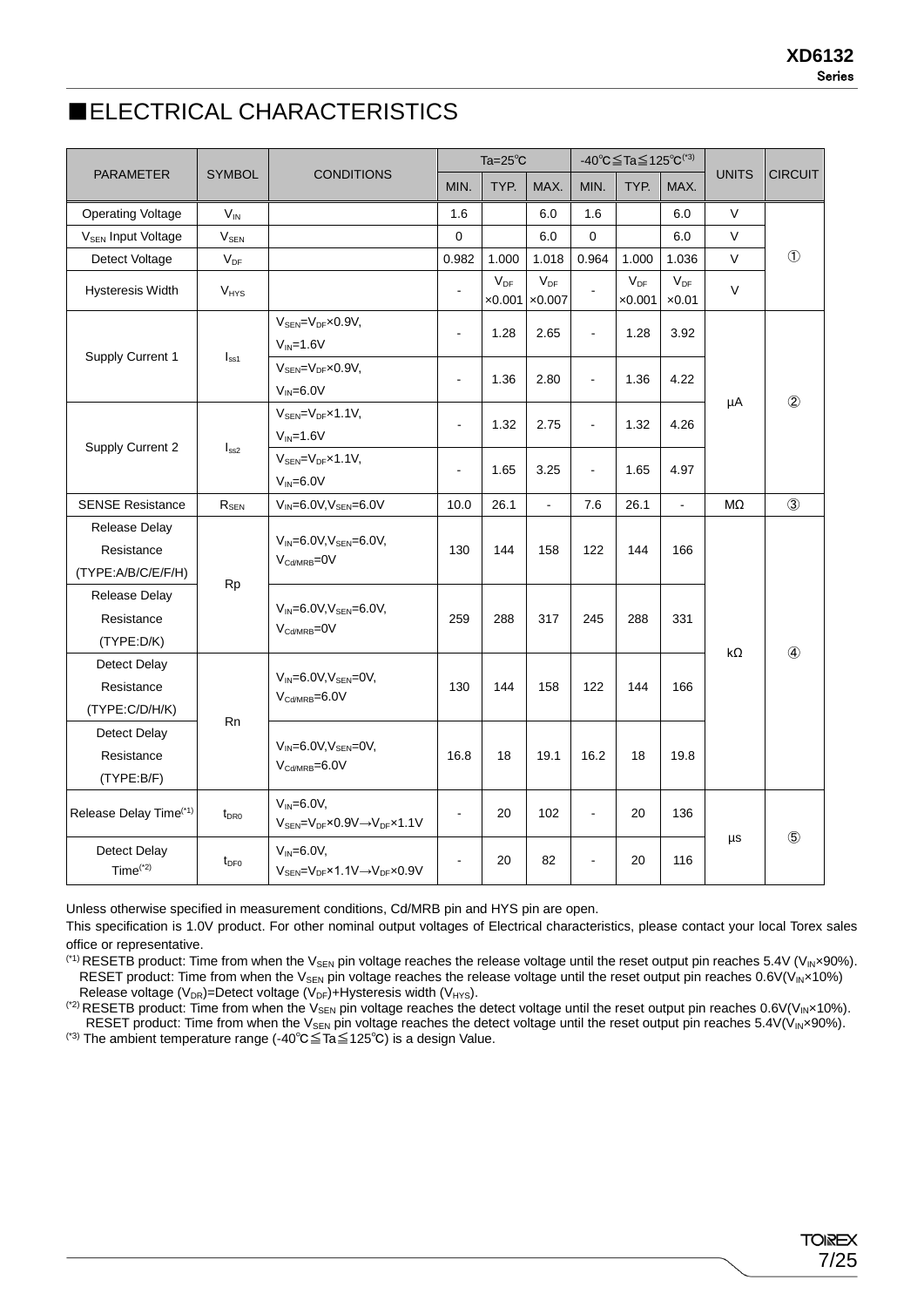## ■ELECTRICAL CHARACTERISTICS

| PARAMETER | SYMBOL | CONDITIONS | Ta=25℃ | | | -40℃≦Ta≦125℃(*3) | | | UNITS | CIRCUIT |
|---|---|---|---|---|---|---|---|---|---|---|
| | | | MIN. | TYP. | MAX. | MIN. | TYP. | MAX. | | |
| Operating Voltage | $V_{IN}$ | | 1.6 | | 6.0 | 1.6 | | 6.0 | V | ① |
| $V_{SEN}$ Input Voltage | $V_{SEN}$ | | 0 | | 6.0 | 0 | | 6.0 | V | ① |
| Detect Voltage | $V_{DF}$ | | 0.982 | 1.000 | 1.018 | 0.964 | 1.000 | 1.036 | V | ① |
| Hysteresis Width | $V_{HYS}$ | | - | $V_{DF}$ ×0.001 | $V_{DF}$ ×0.007 | - | $V_{DF}$ ×0.001 | $V_{DF}$ ×0.01 | V | ① |
| Supply Current 1 | $I_{ss1}$ | $V_{SEN}$=$V_{DF}$×0.9V, $V_{IN}$=1.6V | - | 1.28 | 2.65 | - | 1.28 | 3.92 | μA | ② |
| | | $V_{SEN}$=$V_{DF}$×0.9V, $V_{IN}$=6.0V | - | 1.36 | 2.80 | - | 1.36 | 4.22 | μA | ② |
| Supply Current 2 | $I_{ss2}$ | $V_{SEN}$=$V_{DF}$×1.1V, $V_{IN}$=1.6V | - | 1.32 | 2.75 | - | 1.32 | 4.26 | μA | ② |
| | | $V_{SEN}$=$V_{DF}$×1.1V, $V_{IN}$=6.0V | - | 1.65 | 3.25 | - | 1.65 | 4.97 | μA | ② |
| SENSE Resistance | $R_{SEN}$ | $V_{IN}$=6.0V,$V_{SEN}$=6.0V | 10.0 | 26.1 | - | 7.6 | 26.1 | - | MΩ | ③ |
| Release Delay Resistance (TYPE:A/B/C/E/F/H) | Rp | $V_{IN}$=6.0V,$V_{SEN}$=6.0V, $V_{Cd/MRB}$=0V | 130 | 144 | 158 | 122 | 144 | 166 | kΩ | ④ |
| Release Delay Resistance (TYPE:D/K) | Rp | $V_{IN}$=6.0V,$V_{SEN}$=6.0V, $V_{Cd/MRB}$=0V | 259 | 288 | 317 | 245 | 288 | 331 | kΩ | ④ |
| Detect Delay Resistance (TYPE:C/D/H/K) | Rn | $V_{IN}$=6.0V,$V_{SEN}$=0V, $V_{Cd/MRB}$=6.0V | 130 | 144 | 158 | 122 | 144 | 166 | kΩ | ④ |
| Detect Delay Resistance (TYPE:B/F) | Rn | $V_{IN}$=6.0V,$V_{SEN}$=0V, $V_{Cd/MRB}$=6.0V | 16.8 | 18 | 19.1 | 16.2 | 18 | 19.8 | kΩ | ④ |
| Release Delay Time(*1) | $t_{DR0}$ | $V_{IN}$=6.0V, $V_{SEN}$=$V_{DF}$×0.9V→$V_{DF}$×1.1V | - | 20 | 102 | - | 20 | 136 | μs | ⑤ |
| Detect Delay Time(*2) | $t_{DF0}$ | $V_{IN}$=6.0V, $V_{SEN}$=$V_{DF}$×1.1V→$V_{DF}$×0.9V | - | 20 | 82 | - | 20 | 116 | μs | ⑤ |

Unless otherwise specified in measurement conditions, Cd/MRB pin and HYS pin are open.

This specification is 1.0V product. For other nominal output voltages of Electrical characteristics, please contact your local Torex sales office or representative.

(*1) RESETB product: Time from when the $V_{SEN}$ pin voltage reaches the release voltage until the reset output pin reaches 5.4V ($V_{IN}$×90%).
RESET product: Time from when the $V_{SEN}$ pin voltage reaches the release voltage until the reset output pin reaches 0.6V($V_{IN}$×10%)
Release voltage ($V_{DR}$)=Detect voltage ($V_{DF}$)+Hysteresis width ($V_{HYS}$).

(*2) RESETB product: Time from when the $V_{SEN}$ pin voltage reaches the detect voltage until the reset output pin reaches 0.6V($V_{IN}$×10%).
RESET product: Time from when the $V_{SEN}$ pin voltage reaches the detect voltage until the reset output pin reaches 5.4V($V_{IN}$×90%).

(*3) The ambient temperature range (-40℃≦Ta≦125℃) is a design Value.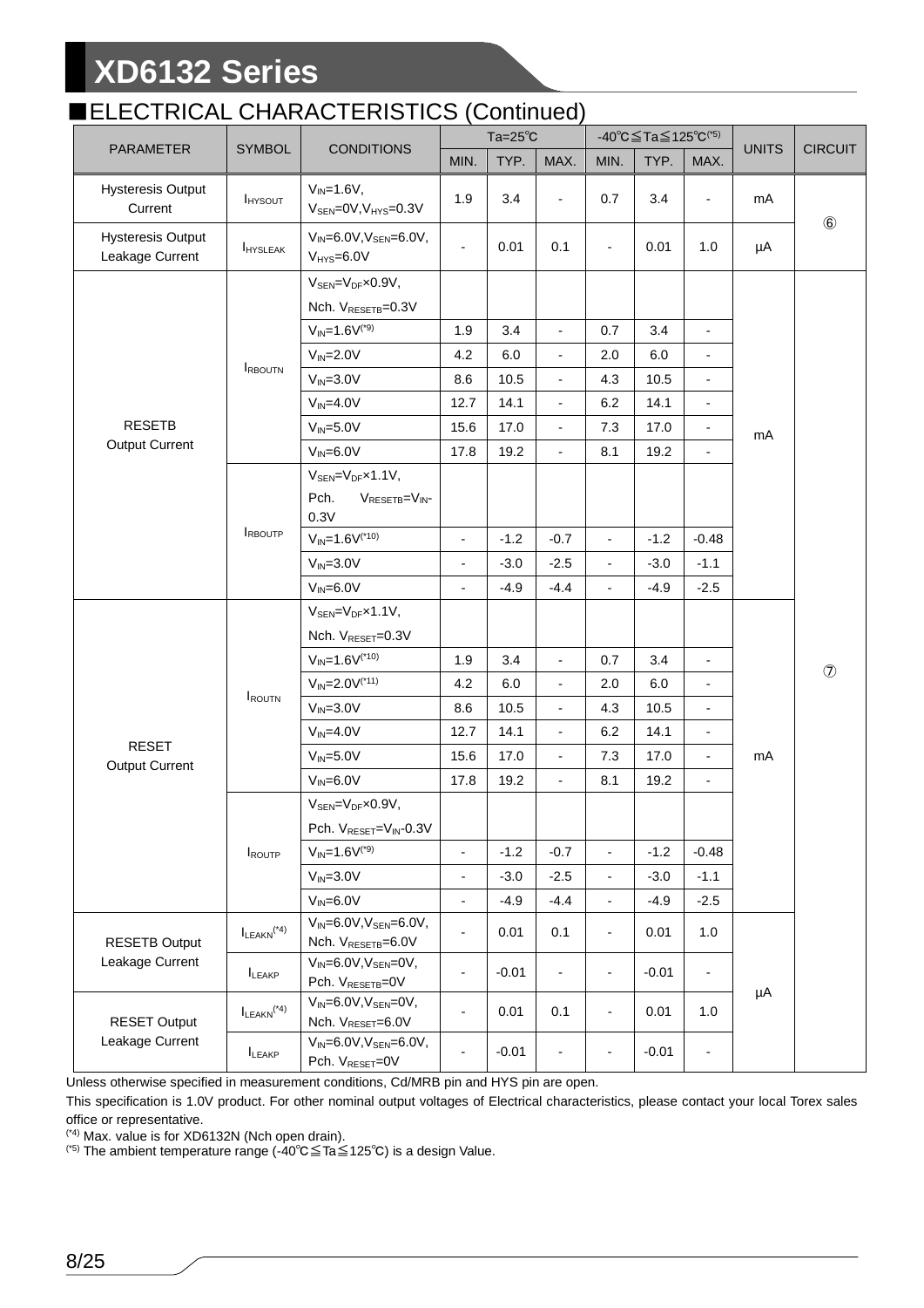## ■ELECTRICAL CHARACTERISTICS (Continued)

| PARAMETER | SYMBOL | CONDITIONS | Ta=25℃ | | | -40℃≦Ta≦125℃(*5) | | | UNITS | CIRCUIT |
|---|---|---|---|---|---|---|---|---|---|---|
| | | | MIN. | TYP. | MAX. | MIN. | TYP. | MAX. | | |
| Hysteresis Output Current | $I_{HYSOUT}$ | $V_{IN}$=1.6V, $V_{SEN}$=0V, $V_{HYS}$=0.3V | 1.9 | 3.4 | - | 0.7 | 3.4 | - | mA | ⑥ |
| Hysteresis Output Leakage Current | $I_{HYSLEAK}$ | $V_{IN}$=6.0V, $V_{SEN}$=6.0V, $V_{HYS}$=6.0V | - | 0.01 | 0.1 | - | 0.01 | 1.0 | μA | ⑥ |
| RESETB Output Current | $I_{RBOUTN}$ | $V_{SEN}$=$V_{DF}$×0.9V, Nch. $V_{RESETB}$=0.3V | | | | | | | mA | ⑦ |
| | | $V_{IN}$=1.6V(*9) | 1.9 | 3.4 | - | 0.7 | 3.4 | - | | |
| | | $V_{IN}$=2.0V | 4.2 | 6.0 | - | 2.0 | 6.0 | - | | |
| | | $V_{IN}$=3.0V | 8.6 | 10.5 | - | 4.3 | 10.5 | - | | |
| | | $V_{IN}$=4.0V | 12.7 | 14.1 | - | 6.2 | 14.1 | - | | |
| | | $V_{IN}$=5.0V | 15.6 | 17.0 | - | 7.3 | 17.0 | - | | |
| | | $V_{IN}$=6.0V | 17.8 | 19.2 | - | 8.1 | 19.2 | - | | |
| | $I_{RBOUTP}$ | $V_{SEN}$=$V_{DF}$×1.1V, Pch. $V_{RESETB}$=$V_{IN}$-0.3V | | | | | | | | |
| | | $V_{IN}$=1.6V(*10) | - | -1.2 | -0.7 | - | -1.2 | -0.48 | | |
| | | $V_{IN}$=3.0V | - | -3.0 | -2.5 | - | -3.0 | -1.1 | | |
| | | $V_{IN}$=6.0V | - | -4.9 | -4.4 | - | -4.9 | -2.5 | | |
| RESET Output Current | $I_{ROUTN}$ | $V_{SEN}$=$V_{DF}$×1.1V, Nch. $V_{RESET}$=0.3V | | | | | | | mA | |
| | | $V_{IN}$=1.6V(*10) | 1.9 | 3.4 | - | 0.7 | 3.4 | - | | |
| | | $V_{IN}$=2.0V(*11) | 4.2 | 6.0 | - | 2.0 | 6.0 | - | | |
| | | $V_{IN}$=3.0V | 8.6 | 10.5 | - | 4.3 | 10.5 | - | | |
| | | $V_{IN}$=4.0V | 12.7 | 14.1 | - | 6.2 | 14.1 | - | | |
| | | $V_{IN}$=5.0V | 15.6 | 17.0 | - | 7.3 | 17.0 | - | | |
| | | $V_{IN}$=6.0V | 17.8 | 19.2 | - | 8.1 | 19.2 | - | | |
| | $I_{ROUTP}$ | $V_{SEN}$=$V_{DF}$×0.9V, Pch. $V_{RESET}$=$V_{IN}$-0.3V | | | | | | | | |
| | | $V_{IN}$=1.6V(*9) | - | -1.2 | -0.7 | - | -1.2 | -0.48 | | |
| | | $V_{IN}$=3.0V | - | -3.0 | -2.5 | - | -3.0 | -1.1 | | |
| | | $V_{IN}$=6.0V | - | -4.9 | -4.4 | - | -4.9 | -2.5 | | |
| RESETB Output Leakage Current | $I_{LEAKN}$(*4) | $V_{IN}$=6.0V, $V_{SEN}$=6.0V, Nch. $V_{RESETB}$=6.0V | - | 0.01 | 0.1 | - | 0.01 | 1.0 | μA | |
| | $I_{LEAKP}$ | $V_{IN}$=6.0V, $V_{SEN}$=0V, Pch. $V_{RESETB}$=0V | - | -0.01 | - | - | -0.01 | - | | |
| RESET Output Leakage Current | $I_{LEAKN}$(*4) | $V_{IN}$=6.0V, $V_{SEN}$=0V, Nch. $V_{RESET}$=6.0V | - | 0.01 | 0.1 | - | 0.01 | 1.0 | | |
| | $I_{LEAKP}$ | $V_{IN}$=6.0V, $V_{SEN}$=6.0V, Pch. $V_{RESET}$=0V | - | -0.01 | - | - | -0.01 | - | | |

Unless otherwise specified in measurement conditions, Cd/MRB pin and HYS pin are open.

This specification is 1.0V product. For other nominal output voltages of Electrical characteristics, please contact your local Torex sales office or representative.

(*4) Max. value is for XD6132N (Nch open drain).

(*5) The ambient temperature range (-40℃≦Ta≦125℃) is a design Value.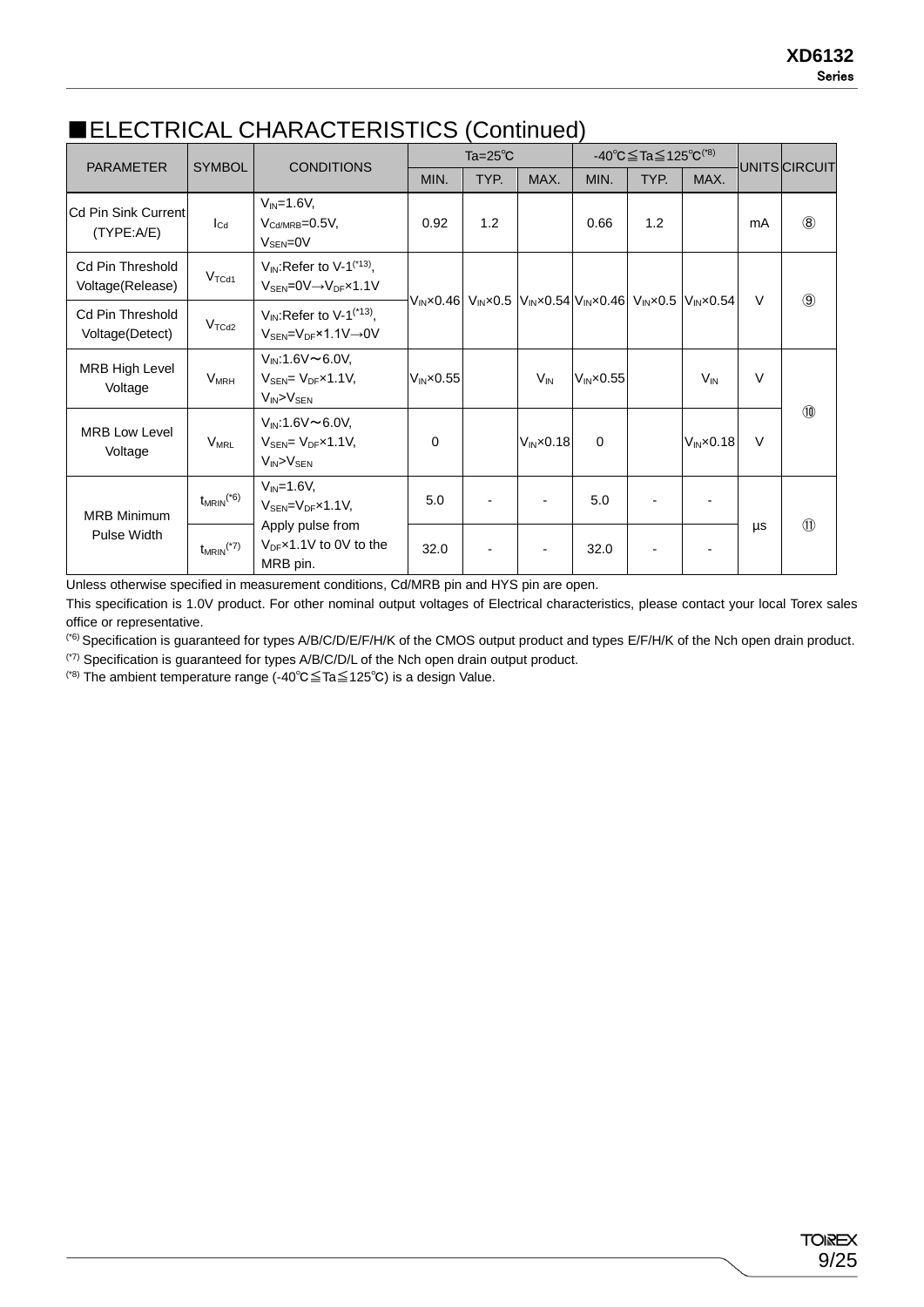## ■ELECTRICAL CHARACTERISTICS (Continued)

| PARAMETER | SYMBOL | CONDITIONS | Ta=25℃ | | | -40℃≦Ta≦125℃(*8) | | | UNITS | CIRCUIT |
|---|---|---|---|---|---|---|---|---|---|---|
| | | | MIN. | TYP. | MAX. | MIN. | TYP. | MAX. | | |
| Cd Pin Sink Current (TYPE:A/E) | $I_{Cd}$ | $V_{IN}$=1.6V, $V_{Cd/MRB}$=0.5V, $V_{SEN}$=0V | 0.92 | 1.2 | | 0.66 | 1.2 | | mA | ⑧ |
| Cd Pin Threshold Voltage(Release) | $V_{TCd1}$ | $V_{IN}$:Refer to V-1(*13), $V_{SEN}$=0V→$V_{DF}$×1.1V | $V_{IN}$×0.46 | $V_{IN}$×0.5 | $V_{IN}$×0.54 | $V_{IN}$×0.46 | $V_{IN}$×0.5 | $V_{IN}$×0.54 | V | ⑨ |
| Cd Pin Threshold Voltage(Detect) | $V_{TCd2}$ | $V_{IN}$:Refer to V-1(*13), $V_{SEN}$=$V_{DF}$×1.1V→0V | $V_{IN}$×0.46 | $V_{IN}$×0.5 | $V_{IN}$×0.54 | $V_{IN}$×0.46 | $V_{IN}$×0.5 | $V_{IN}$×0.54 | V | ⑨ |
| MRB High Level Voltage | $V_{MRH}$ | $V_{IN}$:1.6V～6.0V, $V_{SEN}$= $V_{DF}$×1.1V, $V_{IN}$>$V_{SEN}$ | $V_{IN}$×0.55 | | $V_{IN}$ | $V_{IN}$×0.55 | | $V_{IN}$ | V | ⑩ |
| MRB Low Level Voltage | $V_{MRL}$ | $V_{IN}$:1.6V～6.0V, $V_{SEN}$= $V_{DF}$×1.1V, $V_{IN}$>$V_{SEN}$ | 0 | | $V_{IN}$×0.18 | 0 | | $V_{IN}$×0.18 | V | ⑩ |
| MRB Minimum Pulse Width | $t_{MRIN}$(*6) | $V_{IN}$=1.6V, $V_{SEN}$=$V_{DF}$×1.1V, Apply pulse from $V_{DF}$×1.1V to 0V to the MRB pin. | 5.0 | - | - | 5.0 | - | - | μs | ⑪ |
| | $t_{MRIN}$(*7) | | 32.0 | - | - | 32.0 | - | - | μs | ⑪ |

Unless otherwise specified in measurement conditions, Cd/MRB pin and HYS pin are open.

This specification is 1.0V product. For other nominal output voltages of Electrical characteristics, please contact your local Torex sales office or representative.

(*6) Specification is guaranteed for types A/B/C/D/E/F/H/K of the CMOS output product and types E/F/H/K of the Nch open drain product.

(*7) Specification is guaranteed for types A/B/C/D/L of the Nch open drain output product.

(*8) The ambient temperature range (-40℃≦Ta≦125℃) is a design Value.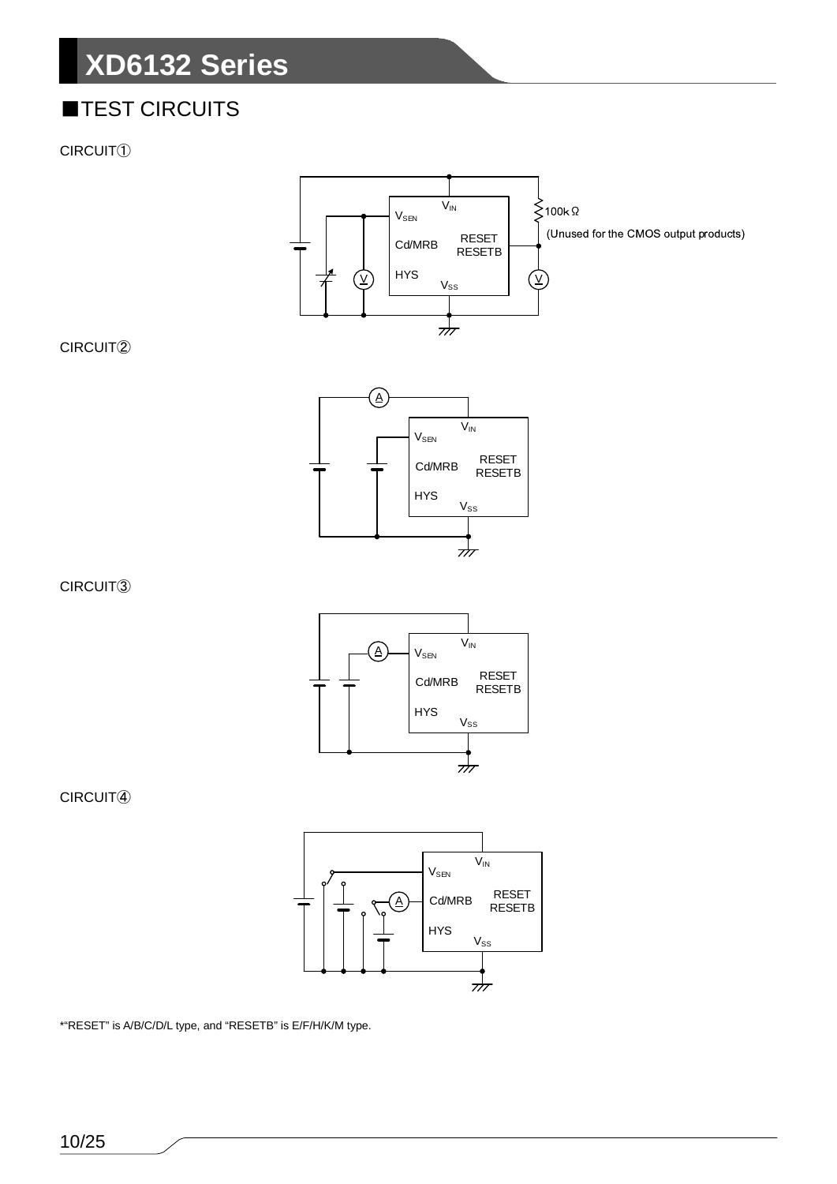## ■TEST CIRCUITS

CIRCUIT①

$V_{IN}$

$V_{SEN}$

Cd/MRB

RESET
RESETB

HYS

$V_{SS}$

100kΩ

(Unused for the CMOS output products)

CIRCUIT②

$V_{IN}$

$V_{SEN}$

Cd/MRB

RESET
RESETB

HYS

$V_{SS}$

CIRCUIT③

$V_{IN}$

$V_{SEN}$

Cd/MRB

RESET
RESETB

HYS

$V_{SS}$

CIRCUIT④

$V_{IN}$

$V_{SEN}$

Cd/MRB

RESET
RESETB

HYS

$V_{SS}$

*"RESET" is A/B/C/D/L type, and "RESETB" is E/F/H/K/M type.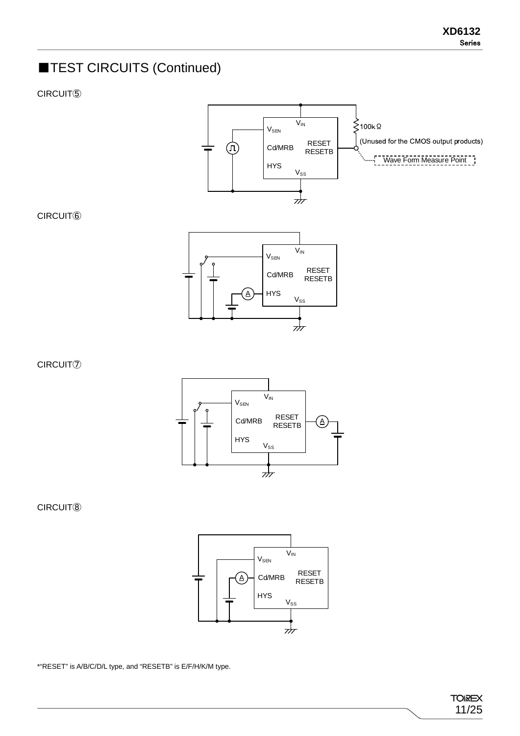## ■TEST CIRCUITS (Continued)

CIRCUIT⑤

$V_{IN}$

$V_{SEN}$

Cd/MRB

RESET
RESETB

HYS

$V_{SS}$

100kΩ

(Unused for the CMOS output products)

Wave Form Measure Point

CIRCUIT⑥

$V_{IN}$

$V_{SEN}$

Cd/MRB

RESET
RESETB

HYS

$V_{SS}$

A

CIRCUIT⑦

$V_{IN}$

$V_{SEN}$

Cd/MRB

RESET
RESETB

HYS

$V_{SS}$

A

CIRCUIT⑧

$V_{IN}$

$V_{SEN}$

Cd/MRB

RESET
RESETB

HYS

$V_{SS}$

A

*"RESET" is A/B/C/D/L type, and "RESETB" is E/F/H/K/M type.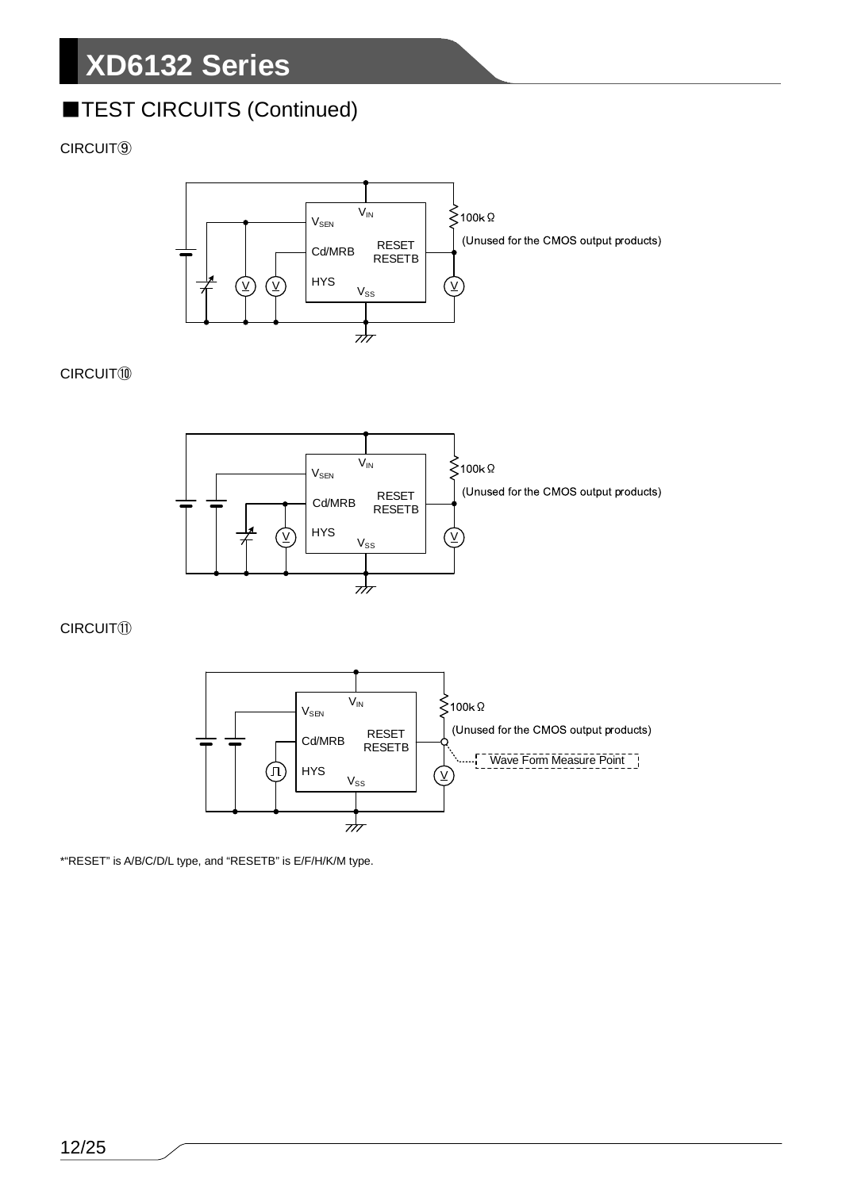## ■TEST CIRCUITS (Continued)

CIRCUIT⑨

$V_{IN}$

$V_{SEN}$

100kΩ

(Unused for the CMOS output products)

Cd/MRB

RESET

RESETB

HYS

$V_{SS}$

CIRCUIT⑩

$V_{IN}$

$V_{SEN}$

100kΩ

(Unused for the CMOS output products)

Cd/MRB

RESET

RESETB

HYS

$V_{SS}$

CIRCUIT⑪

$V_{IN}$

$V_{SEN}$

100kΩ

(Unused for the CMOS output products)

Cd/MRB

RESET

RESETB

Wave Form Measure Point

HYS

$V_{SS}$

*"RESET" is A/B/C/D/L type, and "RESETB" is E/F/H/K/M type.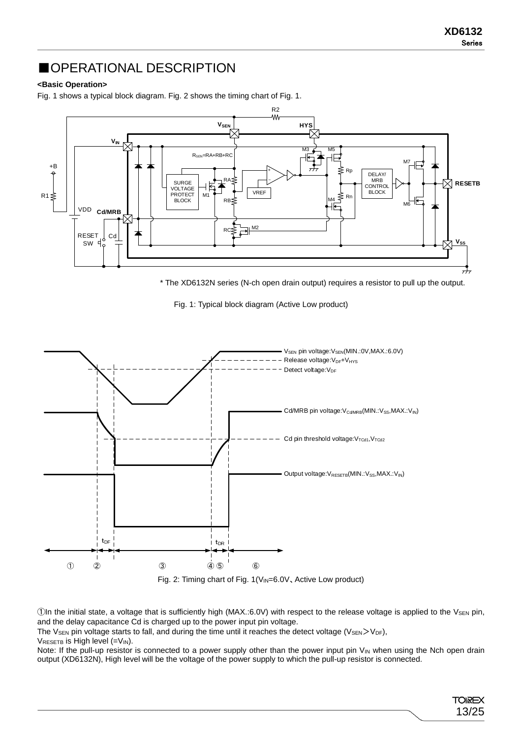## ■OPERATIONAL DESCRIPTION

**<Basic Operation>**

Fig. 1 shows a typical block diagram. Fig. 2 shows the timing chart of Fig. 1.

\* The XD6132N series (N-ch open drain output) requires a resistor to pull up the output.

Fig. 1: Typical block diagram (Active Low product)

Fig. 2: Timing chart of Fig. 1($V_{IN}$=6.0V、Active Low product)

①In the initial state, a voltage that is sufficiently high (MAX.:6.0V) with respect to the release voltage is applied to the $V_{SEN}$ pin, and the delay capacitance Cd is charged up to the power input pin voltage.

The $V_{SEN}$ pin voltage starts to fall, and during the time until it reaches the detect voltage ($V_{SEN}>V_{DF}$),

$V_{RESETB}$ is High level (=$V_{IN}$).

Note: If the pull-up resistor is connected to a power supply other than the power input pin $V_{IN}$ when using the Nch open drain output (XD6132N), High level will be the voltage of the power supply to which the pull-up resistor is connected.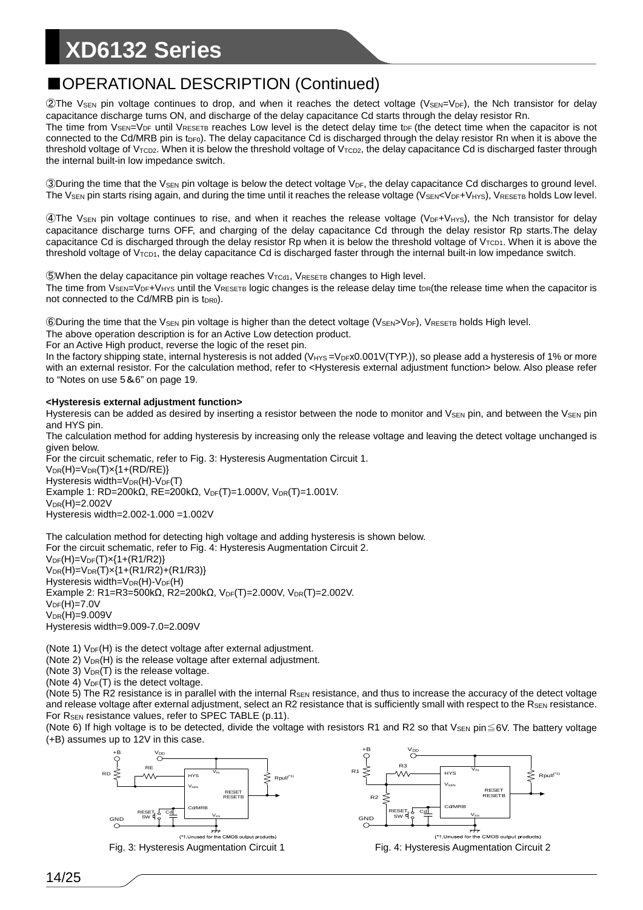## ■OPERATIONAL DESCRIPTION (Continued)

②The $V_{SEN}$ pin voltage continues to drop, and when it reaches the detect voltage ($V_{SEN}$=$V_{DF}$), the Nch transistor for delay capacitance discharge turns ON, and discharge of the delay capacitance Cd starts through the delay resistor Rn.
The time from $V_{SEN}$=$V_{DF}$ until $V_{RESETB}$ reaches Low level is the detect delay time $t_{DF}$ (the detect time when the capacitor is not connected to the Cd/MRB pin is $t_{DF0}$). The delay capacitance Cd is discharged through the delay resistor Rn when it is above the threshold voltage of $V_{TCD2}$. When it is below the threshold voltage of $V_{TCD2}$, the delay capacitance Cd is discharged faster through the internal built-in low impedance switch.

③During the time that the $V_{SEN}$ pin voltage is below the detect voltage $V_{DF}$, the delay capacitance Cd discharges to ground level. The $V_{SEN}$ pin starts rising again, and during the time until it reaches the release voltage ($V_{SEN}$<$V_{DF}$+$V_{HYS}$), $V_{RESETB}$ holds Low level.

④The $V_{SEN}$ pin voltage continues to rise, and when it reaches the release voltage ($V_{DF}$+$V_{HYS}$), the Nch transistor for delay capacitance discharge turns OFF, and charging of the delay capacitance Cd through the delay resistor Rp starts.The delay capacitance Cd is discharged through the delay resistor Rp when it is below the threshold voltage of $V_{TCD1}$. When it is above the threshold voltage of $V_{TCD1}$, the delay capacitance Cd is discharged faster through the internal built-in low impedance switch.

⑤When the delay capacitance pin voltage reaches $V_{TCd1}$, $V_{RESETB}$ changes to High level.
The time from $V_{SEN}$=$V_{DF}$+$V_{HYS}$ until the $V_{RESETB}$ logic changes is the release delay time $t_{DR}$(the release time when the capacitor is not connected to the Cd/MRB pin is $t_{DR0}$).

⑥During the time that the $V_{SEN}$ pin voltage is higher than the detect voltage ($V_{SEN}$>$V_{DF}$), $V_{RESETB}$ holds High level.
The above operation description is for an Active Low detection product.
For an Active High product, reverse the logic of the reset pin.
In the factory shipping state, internal hysteresis is not added ($V_{HYS}$ =$V_{DF}$x0.001V(TYP.)), so please add a hysteresis of 1% or more with an external resistor. For the calculation method, refer to <Hysteresis external adjustment function> below. Also please refer to "Notes on use 5&6" on page 19.

**<Hysteresis external adjustment function>**
Hysteresis can be added as desired by inserting a resistor between the node to monitor and $V_{SEN}$ pin, and between the $V_{SEN}$ pin and HYS pin.
The calculation method for adding hysteresis by increasing only the release voltage and leaving the detect voltage unchanged is given below.
For the circuit schematic, refer to Fig. 3: Hysteresis Augmentation Circuit 1.
$V_{DR}(H)=V_{DR}(T)\times\{1+(RD/RE)\}$
Hysteresis width=$V_{DR}(H)-V_{DF}(T)$
Example 1: RD=200kΩ, RE=200kΩ, $V_{DF}(T)$=1.000V, $V_{DR}(T)$=1.001V.
$V_{DR}(H)$=2.002V
Hysteresis width=2.002-1.000 =1.002V

The calculation method for detecting high voltage and adding hysteresis is shown below.
For the circuit schematic, refer to Fig. 4: Hysteresis Augmentation Circuit 2.
$V_{DF}(H)=V_{DF}(T)\times\{1+(R1/R2)\}$
$V_{DR}(H)=V_{DR}(T)\times\{1+(R1/R2)+(R1/R3)\}$
Hysteresis width=$V_{DR}(H)-V_{DF}(H)$
Example 2: R1=R3=500kΩ, R2=200kΩ, $V_{DF}(T)$=2.000V, $V_{DR}(T)$=2.002V.
$V_{DF}(H)$=7.0V
$V_{DR}(H)$=9.009V
Hysteresis width=9.009-7.0=2.009V

(Note 1) $V_{DF}(H)$ is the detect voltage after external adjustment.
(Note 2) $V_{DR}(H)$ is the release voltage after external adjustment.
(Note 3) $V_{DR}(T)$ is the release voltage.
(Note 4) $V_{DF}(T)$ is the detect voltage.
(Note 5) The R2 resistance is in parallel with the internal $R_{SEN}$ resistance, and thus to increase the accuracy of the detect voltage and release voltage after external adjustment, select an R2 resistance that is sufficiently small with respect to the $R_{SEN}$ resistance. For $R_{SEN}$ resistance values, refer to SPEC TABLE (p.11).
(Note 6) If high voltage is to be detected, divide the voltage with resistors R1 and R2 so that $V_{SEN}$ pin≦6V. The battery voltage (+B) assumes up to 12V in this case.

(*1.Unused for the CMOS output products)
Fig. 3: Hysteresis Augmentation Circuit 1

(*1.Unused for the CMOS output products)
Fig. 4: Hysteresis Augmentation Circuit 2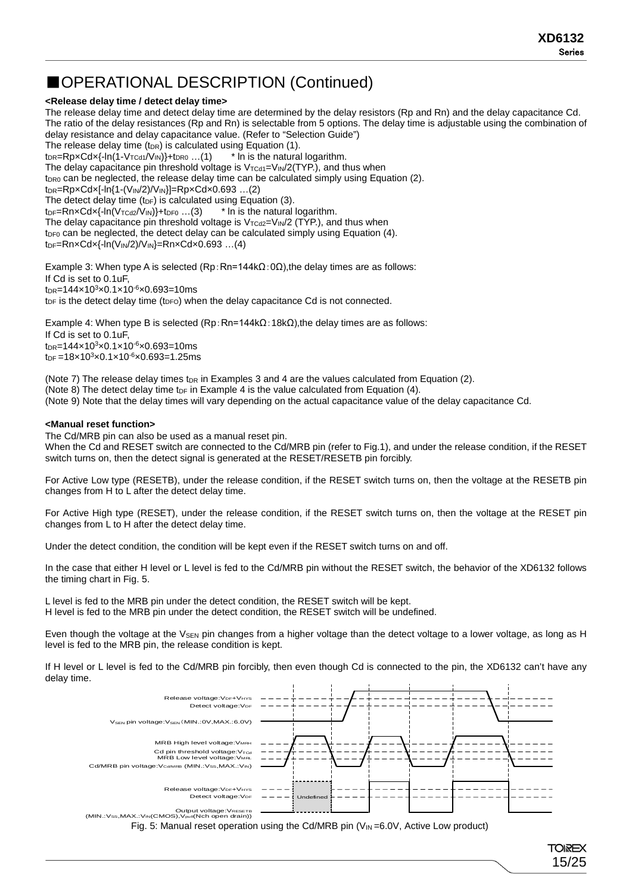## ■OPERATIONAL DESCRIPTION (Continued)

**<Release delay time / detect delay time>**

The release delay time and detect delay time are determined by the delay resistors (Rp and Rn) and the delay capacitance Cd. The ratio of the delay resistances (Rp and Rn) is selectable from 5 options. The delay time is adjustable using the combination of delay resistance and delay capacitance value. (Refer to "Selection Guide")

The release delay time ($t_{DR}$) is calculated using Equation (1).

$t_{DR}=Rp\times Cd\times\{-\ln(1-V_{TCd1}/V_{IN})\}+t_{DR0}$ …(1)  * ln is the natural logarithm.

The delay capacitance pin threshold voltage is $V_{TCd1}=V_{IN}/2$(TYP.), and thus when $t_{DR0}$ can be neglected, the release delay time can be calculated simply using Equation (2).

$t_{DR}=Rp\times Cd\times[-\ln\{1-(V_{IN}/2)/V_{IN}\}]=Rp\times Cd\times0.693$ …(2)

The detect delay time ($t_{DF}$) is calculated using Equation (3).

$t_{DF}=Rn\times Cd\times\{-\ln(V_{TCd2}/V_{IN})\}+t_{DF0}$ …(3)  * ln is the natural logarithm.

The delay capacitance pin threshold voltage is $V_{TCd2}=V_{IN}/2$ (TYP.), and thus when $t_{DF0}$ can be neglected, the detect delay can be calculated simply using Equation (4).

$t_{DF}=Rn\times Cd\times\{-\ln(V_{IN}/2)/V_{IN}\}=Rn\times Cd\times0.693$ …(4)

Example 3: When type A is selected (Rp：Rn=144kΩ：0Ω),the delay times are as follows:
If Cd is set to 0.1uF,
$t_{DR}=144\times10^3\times0.1\times10^{-6}\times0.693=10\text{ms}$
$t_{DF}$ is the detect delay time ($t_{DF0}$) when the delay capacitance Cd is not connected.

Example 4: When type B is selected (Rp：Rn=144kΩ：18kΩ),the delay times are as follows:
If Cd is set to 0.1uF,
$t_{DR}=144\times10^3\times0.1\times10^{-6}\times0.693=10\text{ms}$
$t_{DF}=18\times10^3\times0.1\times10^{-6}\times0.693=1.25\text{ms}$

(Note 7) The release delay times $t_{DR}$ in Examples 3 and 4 are the values calculated from Equation (2).
(Note 8) The detect delay time $t_{DF}$ in Example 4 is the value calculated from Equation (4).
(Note 9) Note that the delay times will vary depending on the actual capacitance value of the delay capacitance Cd.

**<Manual reset function>**

The Cd/MRB pin can also be used as a manual reset pin.
When the Cd and RESET switch are connected to the Cd/MRB pin (refer to Fig.1), and under the release condition, if the RESET switch turns on, then the detect signal is generated at the RESET/RESETB pin forcibly.

For Active Low type (RESETB), under the release condition, if the RESET switch turns on, then the voltage at the RESETB pin changes from H to L after the detect delay time.

For Active High type (RESET), under the release condition, if the RESET switch turns on, then the voltage at the RESET pin changes from L to H after the detect delay time.

Under the detect condition, the condition will be kept even if the RESET switch turns on and off.

In the case that either H level or L level is fed to the Cd/MRB pin without the RESET switch, the behavior of the XD6132 follows the timing chart in Fig. 5.

L level is fed to the MRB pin under the detect condition, the RESET switch will be kept.
H level is fed to the MRB pin under the detect condition, the RESET switch will be undefined.

Even though the voltage at the $V_{SEN}$ pin changes from a higher voltage than the detect voltage to a lower voltage, as long as H level is fed to the MRB pin, the release condition is kept.

If H level or L level is fed to the Cd/MRB pin forcibly, then even though Cd is connected to the pin, the XD6132 can't have any delay time.

Release voltage:$V_{DF}+V_{HYS}$
Detect voltage:$V_{DF}$
$V_{SEN}$ pin voltage:$V_{SEN}$ (MIN.:0V,MAX.:6.0V)
MRB High level voltage:$V_{MRH}$
Cd pin threshold voltage:$V_{TCd}$
MRB Low level voltage:$V_{MRL}$
Cd/MRB pin voltage:$V_{Cd/MRB}$ (MIN.:$V_{SS}$,MAX.:$V_{IN}$)
Release voltage:$V_{DF}+V_{HYS}$
Detect voltage:$V_{DF}$
Undefined
Output voltage:$V_{RESETB}$
(MIN.:$V_{SS}$,MAX.:$V_{IN}$(CMOS),$V_{pull}$(Nch open drain))

Fig. 5: Manual reset operation using the Cd/MRB pin ($V_{IN}$=6.0V, Active Low product)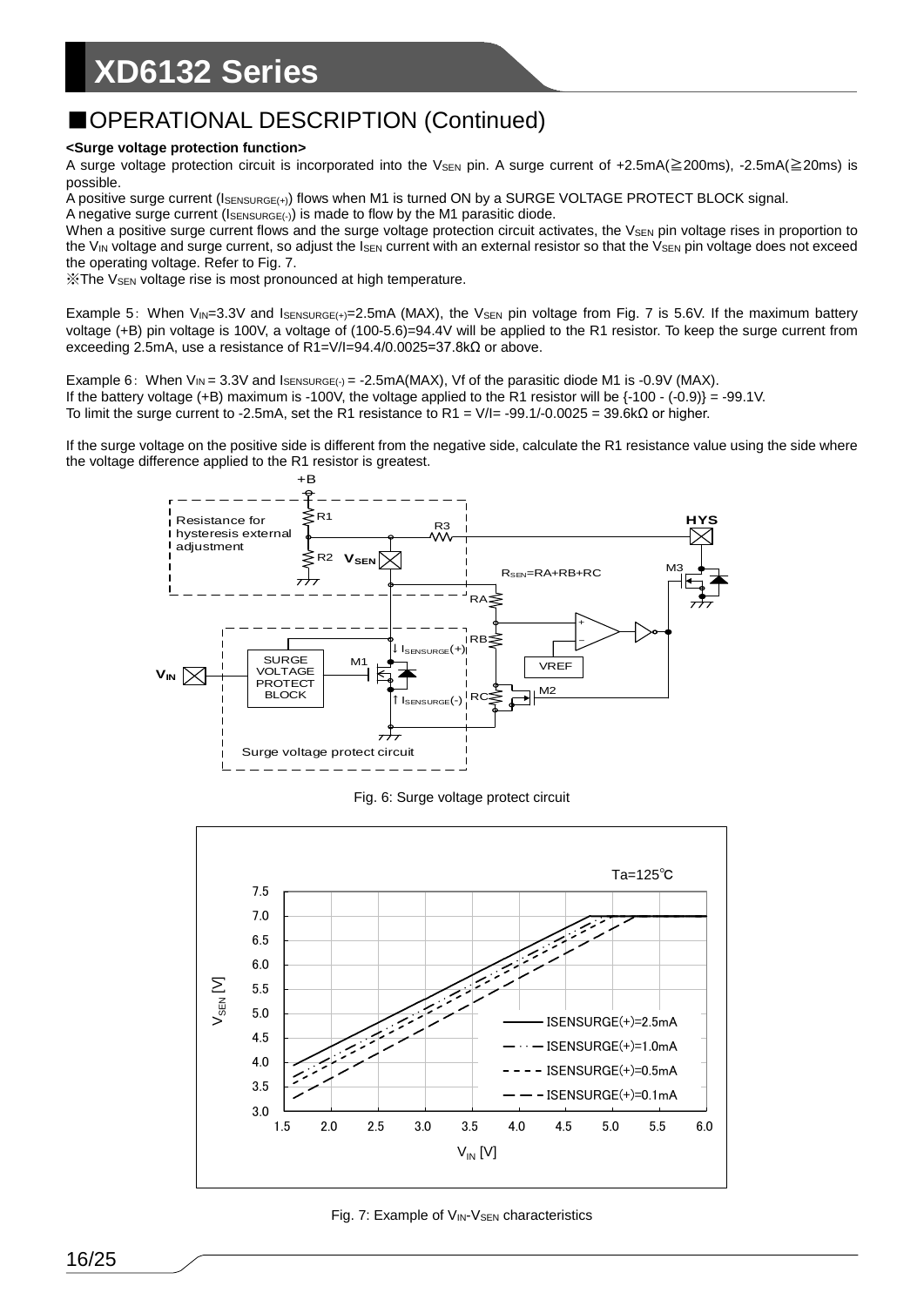## ■OPERATIONAL DESCRIPTION (Continued)

**<Surge voltage protection function>**

A surge voltage protection circuit is incorporated into the $V_{SEN}$ pin. A surge current of +2.5mA(≧200ms), -2.5mA(≧20ms) is possible.

A positive surge current ($I_{SENSURGE(+)}$) flows when M1 is turned ON by a SURGE VOLTAGE PROTECT BLOCK signal.

A negative surge current ($I_{SENSURGE(-)}$) is made to flow by the M1 parasitic diode.

When a positive surge current flows and the surge voltage protection circuit activates, the $V_{SEN}$ pin voltage rises in proportion to the $V_{IN}$ voltage and surge current, so adjust the $I_{SEN}$ current with an external resistor so that the $V_{SEN}$ pin voltage does not exceed the operating voltage. Refer to Fig. 7.

※The $V_{SEN}$ voltage rise is most pronounced at high temperature.

Example 5：When $V_{IN}$=3.3V and $I_{SENSURGE(+)}$=2.5mA (MAX), the $V_{SEN}$ pin voltage from Fig. 7 is 5.6V. If the maximum battery voltage (+B) pin voltage is 100V, a voltage of (100-5.6)=94.4V will be applied to the R1 resistor. To keep the surge current from exceeding 2.5mA, use a resistance of R1=V/I=94.4/0.0025=37.8kΩ or above.

Example 6：When $V_{IN}$ = 3.3V and $I_{SENSURGE(-)}$ = -2.5mA(MAX), Vf of the parasitic diode M1 is -0.9V (MAX).
If the battery voltage (+B) maximum is -100V, the voltage applied to the R1 resistor will be {-100 - (-0.9)} = -99.1V.
To limit the surge current to -2.5mA, set the R1 resistance to R1 = V/I= -99.1/-0.0025 = 39.6kΩ or higher.

If the surge voltage on the positive side is different from the negative side, calculate the R1 resistance value using the side where the voltage difference applied to the R1 resistor is greatest.

Fig. 6: Surge voltage protect circuit

Fig. 7: Example of $V_{IN}$-$V_{SEN}$ characteristics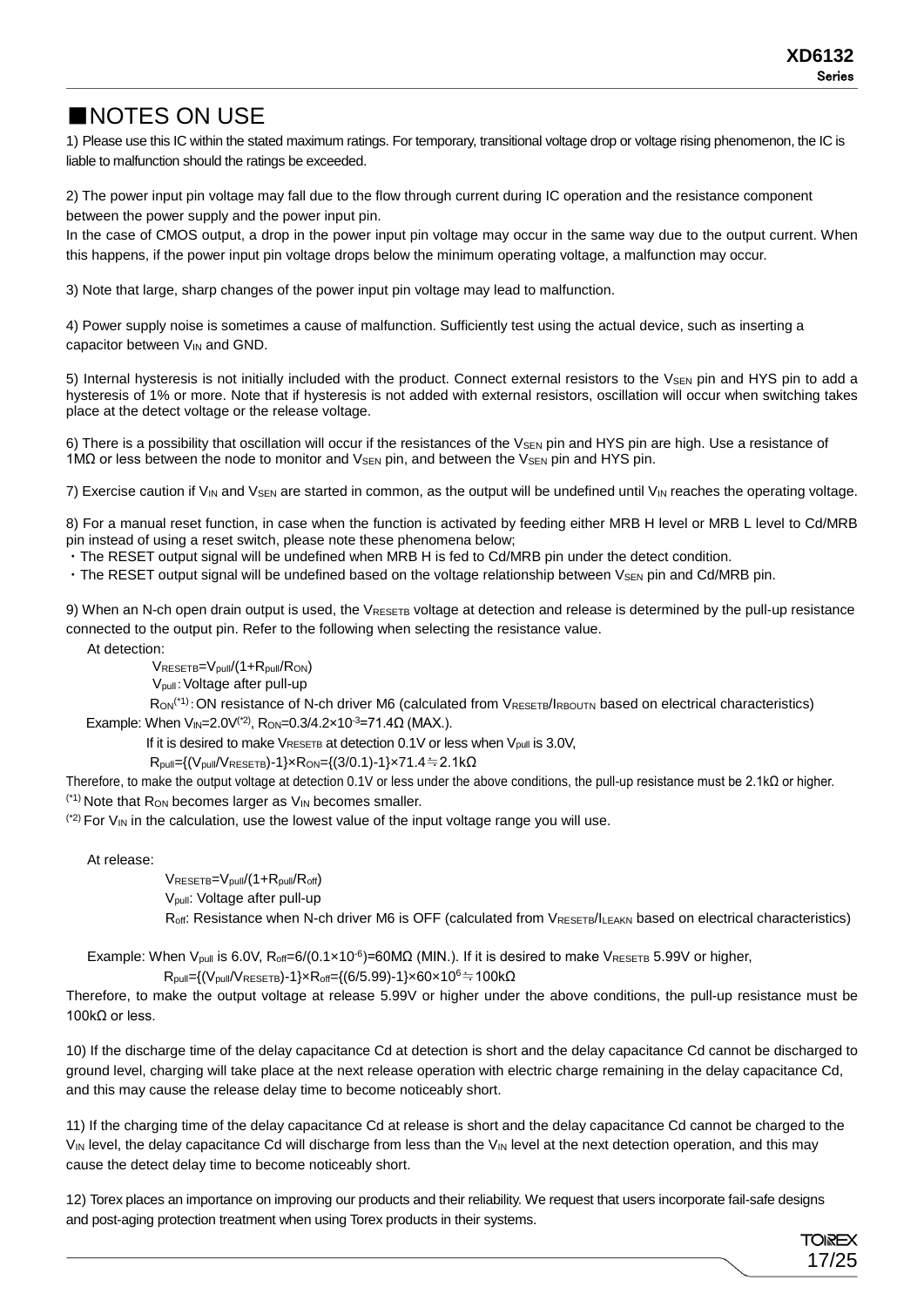## ■NOTES ON USE

1) Please use this IC within the stated maximum ratings. For temporary, transitional voltage drop or voltage rising phenomenon, the IC is liable to malfunction should the ratings be exceeded.

2) The power input pin voltage may fall due to the flow through current during IC operation and the resistance component between the power supply and the power input pin.
In the case of CMOS output, a drop in the power input pin voltage may occur in the same way due to the output current. When this happens, if the power input pin voltage drops below the minimum operating voltage, a malfunction may occur.

3) Note that large, sharp changes of the power input pin voltage may lead to malfunction.

4) Power supply noise is sometimes a cause of malfunction. Sufficiently test using the actual device, such as inserting a capacitor between $V_{IN}$ and GND.

5) Internal hysteresis is not initially included with the product. Connect external resistors to the $V_{SEN}$ pin and HYS pin to add a hysteresis of 1% or more. Note that if hysteresis is not added with external resistors, oscillation will occur when switching takes place at the detect voltage or the release voltage.

6) There is a possibility that oscillation will occur if the resistances of the $V_{SEN}$ pin and HYS pin are high. Use a resistance of 1MΩ or less between the node to monitor and $V_{SEN}$ pin, and between the $V_{SEN}$ pin and HYS pin.

7) Exercise caution if $V_{IN}$ and $V_{SEN}$ are started in common, as the output will be undefined until $V_{IN}$ reaches the operating voltage.

8) For a manual reset function, in case when the function is activated by feeding either MRB H level or MRB L level to Cd/MRB pin instead of using a reset switch, please note these phenomena below;
・The RESET output signal will be undefined when MRB H is fed to Cd/MRB pin under the detect condition.
・The RESET output signal will be undefined based on the voltage relationship between $V_{SEN}$ pin and Cd/MRB pin.

9) When an N-ch open drain output is used, the $V_{RESETB}$ voltage at detection and release is determined by the pull-up resistance connected to the output pin. Refer to the following when selecting the resistance value.

At detection:

$V_{RESETB}=V_{pull}/(1+R_{pull}/R_{ON})$

$V_{pull}$：Voltage after pull-up

$R_{ON}$(*1)：ON resistance of N-ch driver M6 (calculated from $V_{RESETB}/I_{RBOUTN}$ based on electrical characteristics)

Example: When $V_{IN}$=2.0V(*2), $R_{ON}=0.3/4.2\times10^{-3}=71.4\Omega$ (MAX.).

If it is desired to make $V_{RESETB}$ at detection 0.1V or less when $V_{pull}$ is 3.0V,

$R_{pull}=\{(V_{pull}/V_{RESETB})-1\}\times R_{ON}=\{(3/0.1)-1\}\times71.4\fallingdotseq2.1k\Omega$

Therefore, to make the output voltage at detection 0.1V or less under the above conditions, the pull-up resistance must be 2.1kΩ or higher.

(*1) Note that $R_{ON}$ becomes larger as $V_{IN}$ becomes smaller.

(*2) For $V_{IN}$ in the calculation, use the lowest value of the input voltage range you will use.

At release:

$V_{RESETB}=V_{pull}/(1+R_{pull}/R_{off})$

$V_{pull}$: Voltage after pull-up

$R_{off}$: Resistance when N-ch driver M6 is OFF (calculated from $V_{RESETB}/I_{LEAKN}$ based on electrical characteristics)

Example: When $V_{pull}$ is 6.0V, $R_{off}=6/(0.1\times10^{-6})=60M\Omega$ (MIN.). If it is desired to make $V_{RESETB}$ 5.99V or higher,

$R_{pull}=\{(V_{pull}/V_{RESETB})-1\}\times R_{off}=\{(6/5.99)-1\}\times60\times10^{6}\fallingdotseq100k\Omega$

Therefore, to make the output voltage at release 5.99V or higher under the above conditions, the pull-up resistance must be 100kΩ or less.

10) If the discharge time of the delay capacitance Cd at detection is short and the delay capacitance Cd cannot be discharged to ground level, charging will take place at the next release operation with electric charge remaining in the delay capacitance Cd, and this may cause the release delay time to become noticeably short.

11) If the charging time of the delay capacitance Cd at release is short and the delay capacitance Cd cannot be charged to the $V_{IN}$ level, the delay capacitance Cd will discharge from less than the $V_{IN}$ level at the next detection operation, and this may cause the detect delay time to become noticeably short.

12) Torex places an importance on improving our products and their reliability. We request that users incorporate fail-safe designs and post-aging protection treatment when using Torex products in their systems.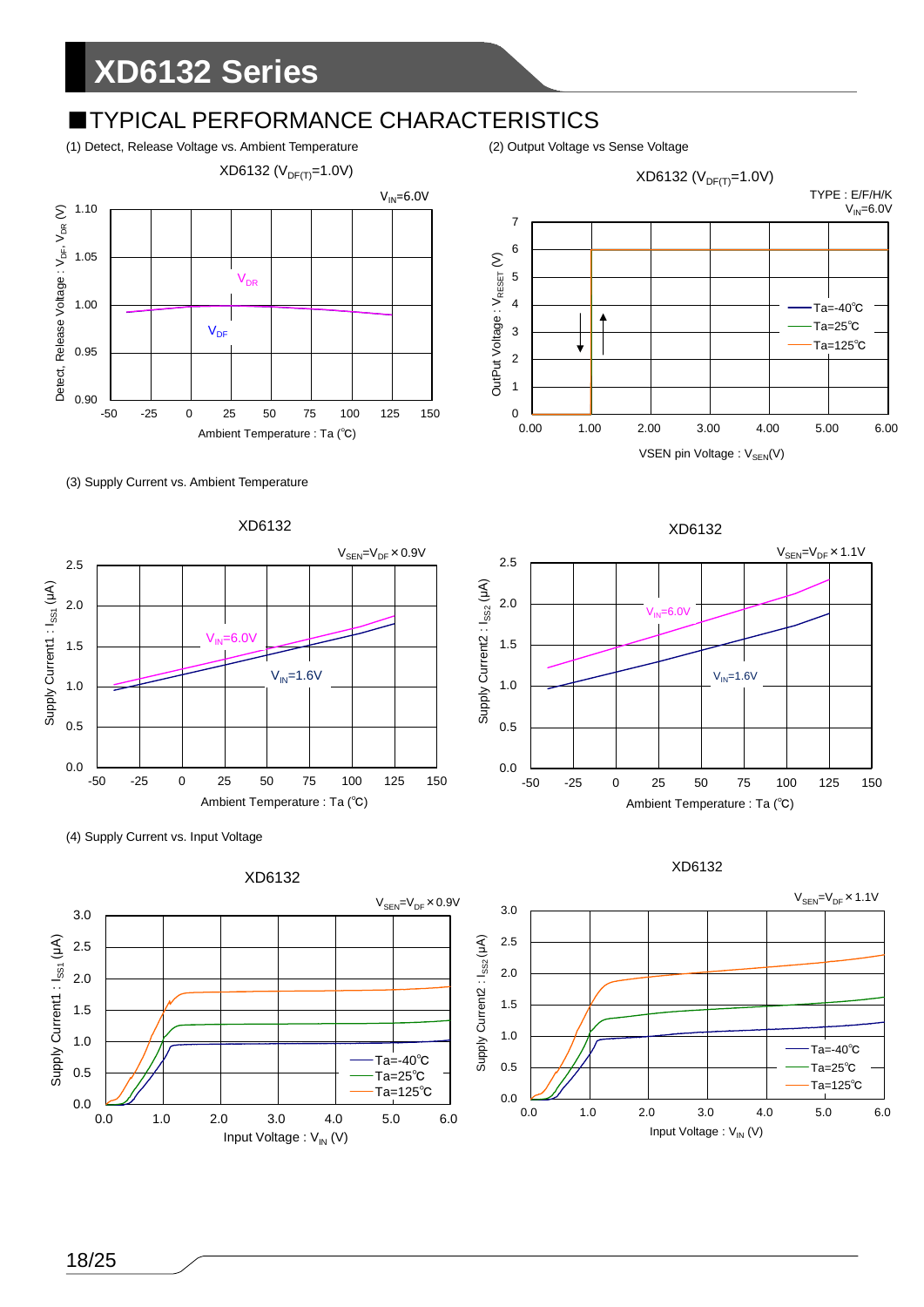## ■TYPICAL PERFORMANCE CHARACTERISTICS

(1) Detect, Release Voltage vs. Ambient Temperature

XD6132 ($V_{DF(T)}$=1.0V)

$V_{IN}$=6.0V

(2) Output Voltage vs Sense Voltage

XD6132 ($V_{DF(T)}$=1.0V)

TYPE : E/F/H/K

$V_{IN}$=6.0V

(3) Supply Current vs. Ambient Temperature

XD6132

$V_{SEN}$=$V_{DF}$×0.9V

XD6132

$V_{SEN}$=$V_{DF}$×1.1V

(4) Supply Current vs. Input Voltage

XD6132

$V_{SEN}$=$V_{DF}$×0.9V

XD6132

$V_{SEN}$=$V_{DF}$×1.1V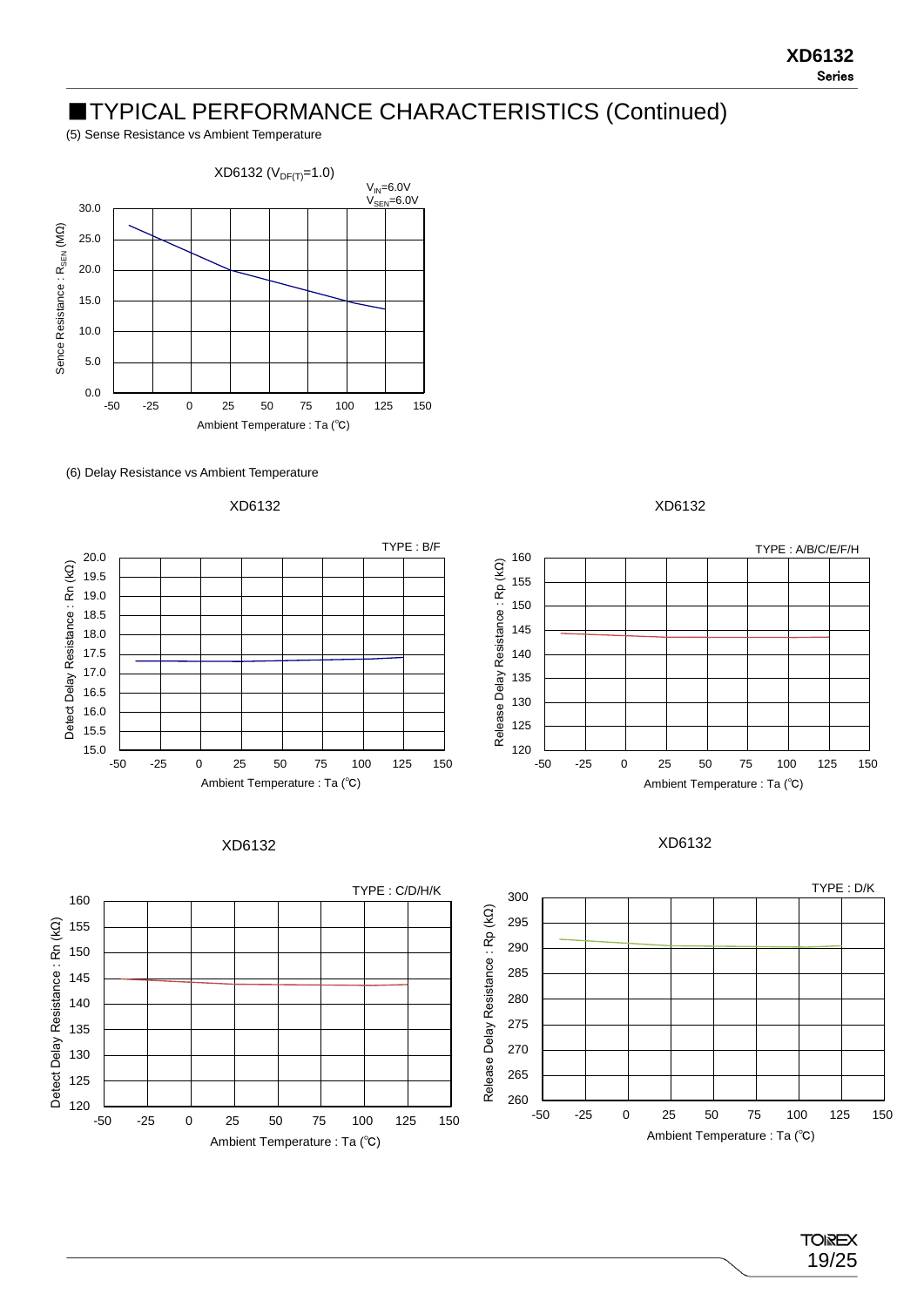# ■TYPICAL PERFORMANCE CHARACTERISTICS (Continued)

(5) Sense Resistance vs Ambient Temperature

XD6132 ($V_{DF(T)}$=1.0)

$V_{IN}$=6.0V
$V_{SEN}$=6.0V

Sence Resistance : $R_{SEN}$ (MΩ)

Ambient Temperature : Ta (℃)

(6) Delay Resistance vs Ambient Temperature

XD6132

TYPE : B/F

Detect Delay Resistance : Rn (kΩ)

Ambient Temperature : Ta (℃)

XD6132

TYPE : A/B/C/E/F/H

Release Delay Resistance : Rp (kΩ)

Ambient Temperature : Ta (℃)

XD6132

TYPE : C/D/H/K

Detect Delay Resistance : Rn (kΩ)

Ambient Temperature : Ta (℃)

XD6132

TYPE : D/K

Release Delay Resistance : Rp (kΩ)

Ambient Temperature : Ta (℃)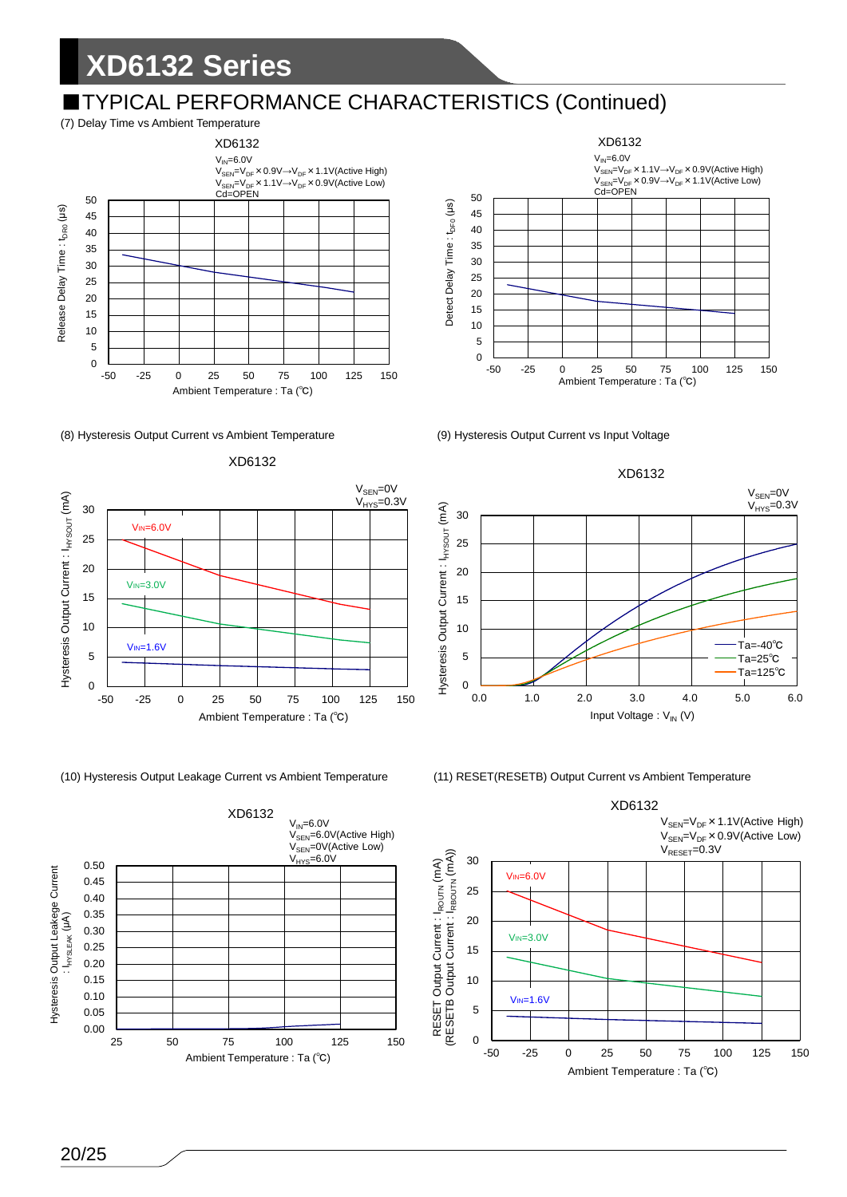## ■TYPICAL PERFORMANCE CHARACTERISTICS (Continued)

(7) Delay Time vs Ambient Temperature

XD6132

$V_{IN}$=6.0V
$V_{SEN}$=$V_{DF}$×0.9V→$V_{DF}$×1.1V(Active High)
$V_{SEN}$=$V_{DF}$×1.1V→$V_{DF}$×0.9V(Active Low)
Cd=OPEN

Release Delay Time : $t_{DR0}$ (μs)

Ambient Temperature : Ta (℃)

XD6132

$V_{IN}$=6.0V
$V_{SEN}$=$V_{DF}$×1.1V→$V_{DF}$×0.9V(Active High)
$V_{SEN}$=$V_{DF}$×0.9V→$V_{DF}$×1.1V(Active Low)
Cd=OPEN

Detect Delay Time : $t_{DF0}$ (μs)

Ambient Temperature : Ta (℃)

(8) Hysteresis Output Current vs Ambient Temperature

XD6132

$V_{SEN}$=0V
$V_{HYS}$=0.3V

$V_{IN}$=6.0V
$V_{IN}$=3.0V
$V_{IN}$=1.6V

Hysteresis Output Current : $I_{HYSOUT}$ (mA)

Ambient Temperature : Ta (℃)

(9) Hysteresis Output Current vs Input Voltage

XD6132

$V_{SEN}$=0V
$V_{HYS}$=0.3V

Ta=-40℃
Ta=25℃
Ta=125℃

Hysteresis Output Current : $I_{HYSOUT}$ (mA)

Input Voltage : $V_{IN}$ (V)

(10) Hysteresis Output Leakage Current vs Ambient Temperature

XD6132

$V_{IN}$=6.0V
$V_{SEN}$=6.0V(Active High)
$V_{SEN}$=0V(Active Low)
$V_{HYS}$=6.0V

Hysteresis Output Leakage Current : $I_{HYSLEAK}$ (μA)

Ambient Temperature : Ta (℃)

(11) RESET(RESETB) Output Current vs Ambient Temperature

XD6132

$V_{SEN}$=$V_{DF}$×1.1V(Active High)
$V_{SEN}$=$V_{DF}$×0.9V(Active Low)
$V_{RESET}$=0.3V

$V_{IN}$=6.0V
$V_{IN}$=3.0V
$V_{IN}$=1.6V

RESET Output Current : $I_{ROUTN}$ (mA)
(RESETB Output Current : $I_{RBOUTN}$ (mA))

Ambient Temperature : Ta (℃)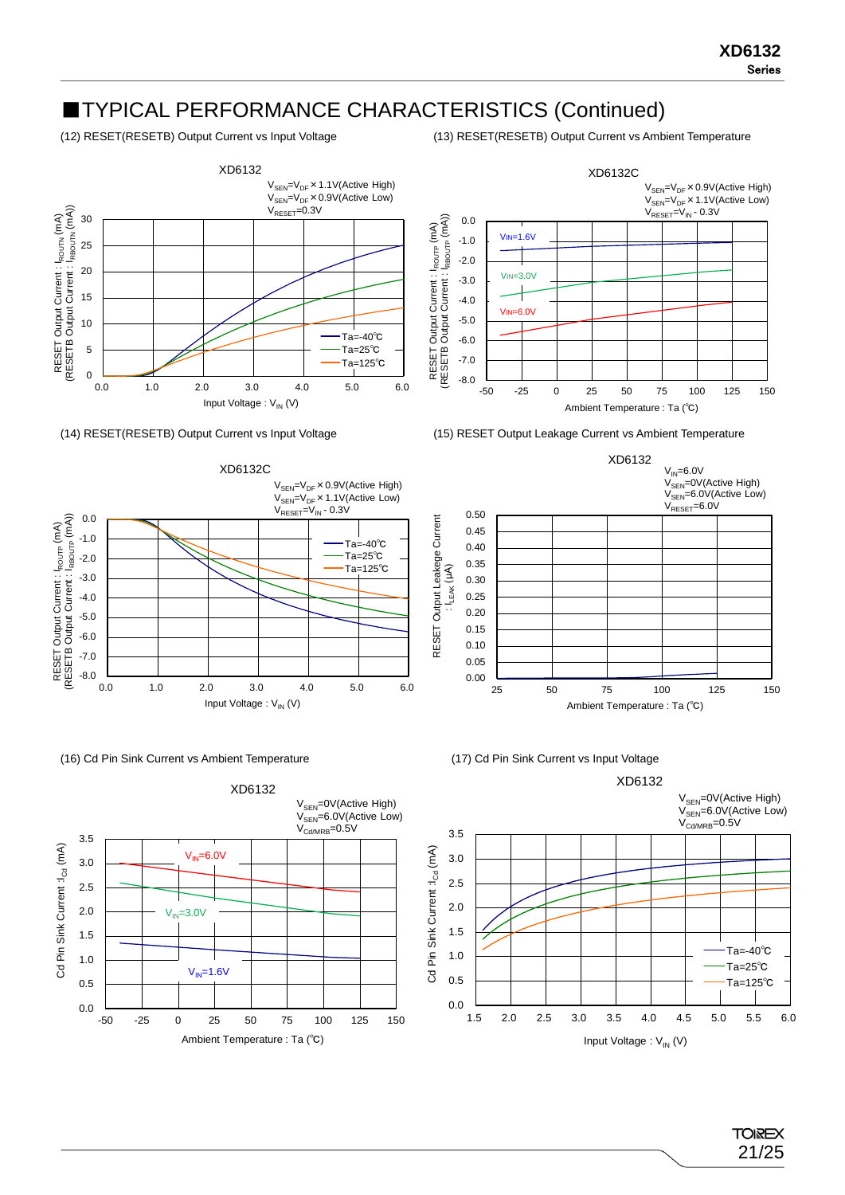# ■TYPICAL PERFORMANCE CHARACTERISTICS (Continued)

(12) RESET(RESETB) Output Current vs Input Voltage

XD6132

$V_{SEN}$=$V_{DF}$×1.1V(Active High)
$V_{SEN}$=$V_{DF}$×0.9V(Active Low)
$V_{RESET}$=0.3V

(13) RESET(RESETB) Output Current vs Ambient Temperature

XD6132C

$V_{SEN}$=$V_{DF}$×0.9V(Active High)
$V_{SEN}$=$V_{DF}$×1.1V(Active Low)
$V_{RESET}$=$V_{IN}$ - 0.3V

(14) RESET(RESETB) Output Current vs Input Voltage

XD6132C

$V_{SEN}$=$V_{DF}$×0.9V(Active High)
$V_{SEN}$=$V_{DF}$×1.1V(Active Low)
$V_{RESET}$=$V_{IN}$ - 0.3V

(15) RESET Output Leakage Current vs Ambient Temperature

XD6132

$V_{IN}$=6.0V
$V_{SEN}$=0V(Active High)
$V_{SEN}$=6.0V(Active Low)
$V_{RESET}$=6.0V

(16) Cd Pin Sink Current vs Ambient Temperature

XD6132

$V_{SEN}$=0V(Active High)
$V_{SEN}$=6.0V(Active Low)
$V_{Cd/MRB}$=0.5V

(17) Cd Pin Sink Current vs Input Voltage

XD6132

$V_{SEN}$=0V(Active High)
$V_{SEN}$=6.0V(Active Low)
$V_{Cd/MRB}$=0.5V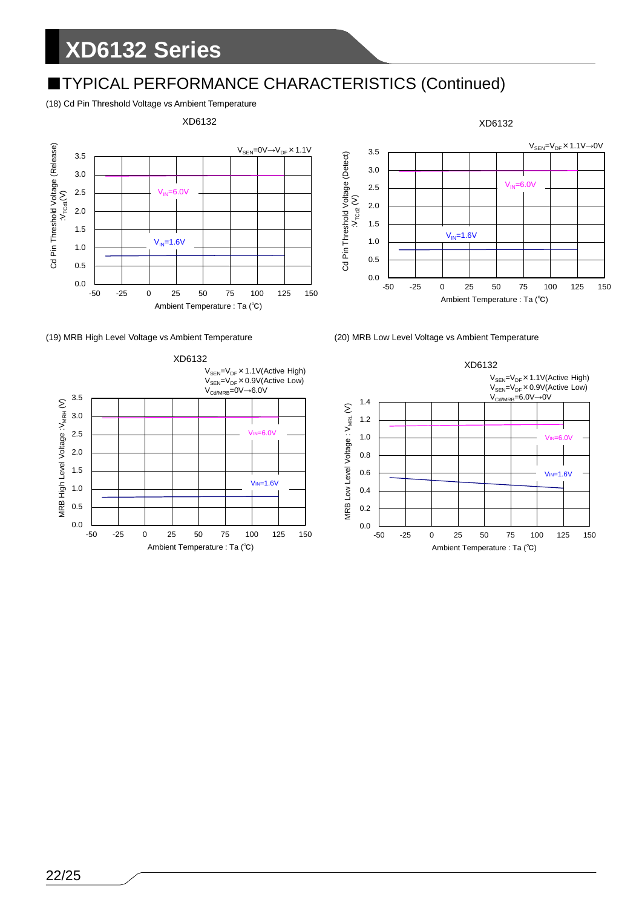## ■TYPICAL PERFORMANCE CHARACTERISTICS (Continued)

(18) Cd Pin Threshold Voltage vs Ambient Temperature

XD6132

$V_{SEN}$=0V→$V_{DF}$×1.1V

Cd Pin Threshold Voltage (Release) :$V_{TCd1}$(V)

$V_{IN}$=6.0V

$V_{IN}$=1.6V

Ambient Temperature : Ta (℃)

XD6132

$V_{SEN}$=$V_{DF}$×1.1V→0V

Cd Pin Threshold Voltage (Detect) :$V_{TCd2}$ (V)

$V_{IN}$=6.0V

$V_{IN}$=1.6V

Ambient Temperature : Ta (℃)

(19) MRB High Level Voltage vs Ambient Temperature

XD6132

$V_{SEN}$=$V_{DF}$×1.1V(Active High)
$V_{SEN}$=$V_{DF}$×0.9V(Active Low)
$V_{Cd/MRB}$=0V→6.0V

MRB High Level Voltage :$V_{MRH}$ (V)

$V_{IN}$=6.0V

$V_{IN}$=1.6V

Ambient Temperature : Ta (℃)

(20) MRB Low Level Voltage vs Ambient Temperature

XD6132

$V_{SEN}$=$V_{DF}$×1.1V(Active High)
$V_{SEN}$=$V_{DF}$×0.9V(Active Low)
$V_{Cd/MRB}$=6.0V→0V

MRB Low Level Voltage : $V_{MRL}$ (V)

$V_{IN}$=6.0V

$V_{IN}$=1.6V

Ambient Temperature : Ta (℃)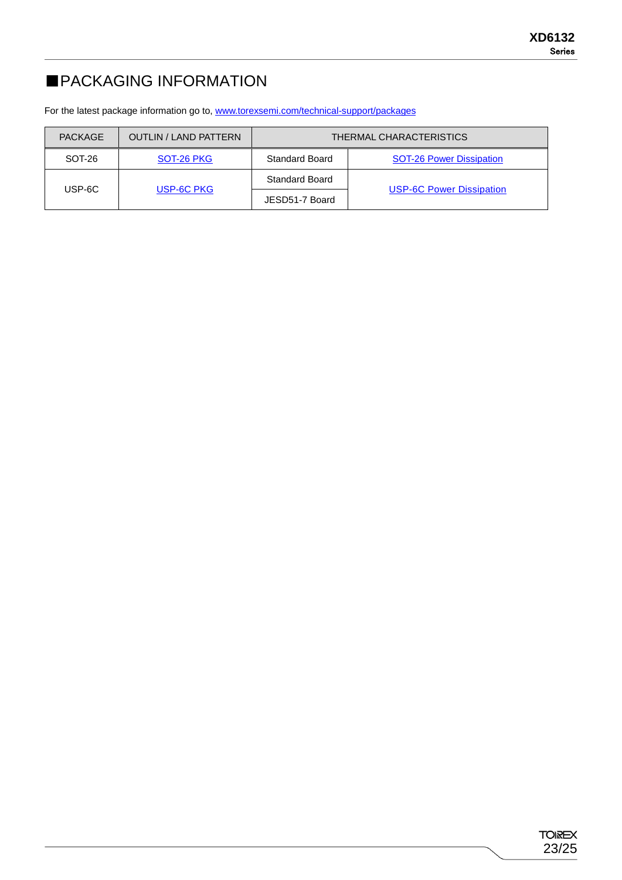# ■PACKAGING INFORMATION

For the latest package information go to, www.torexsemi.com/technical-support/packages

| PACKAGE | OUTLIN / LAND PATTERN | THERMAL CHARACTERISTICS | |
|---|---|---|---|
| SOT-26 | SOT-26 PKG | Standard Board | SOT-26 Power Dissipation |
| USP-6C | USP-6C PKG | Standard Board | USP-6C Power Dissipation |
| | | JESD51-7 Board | |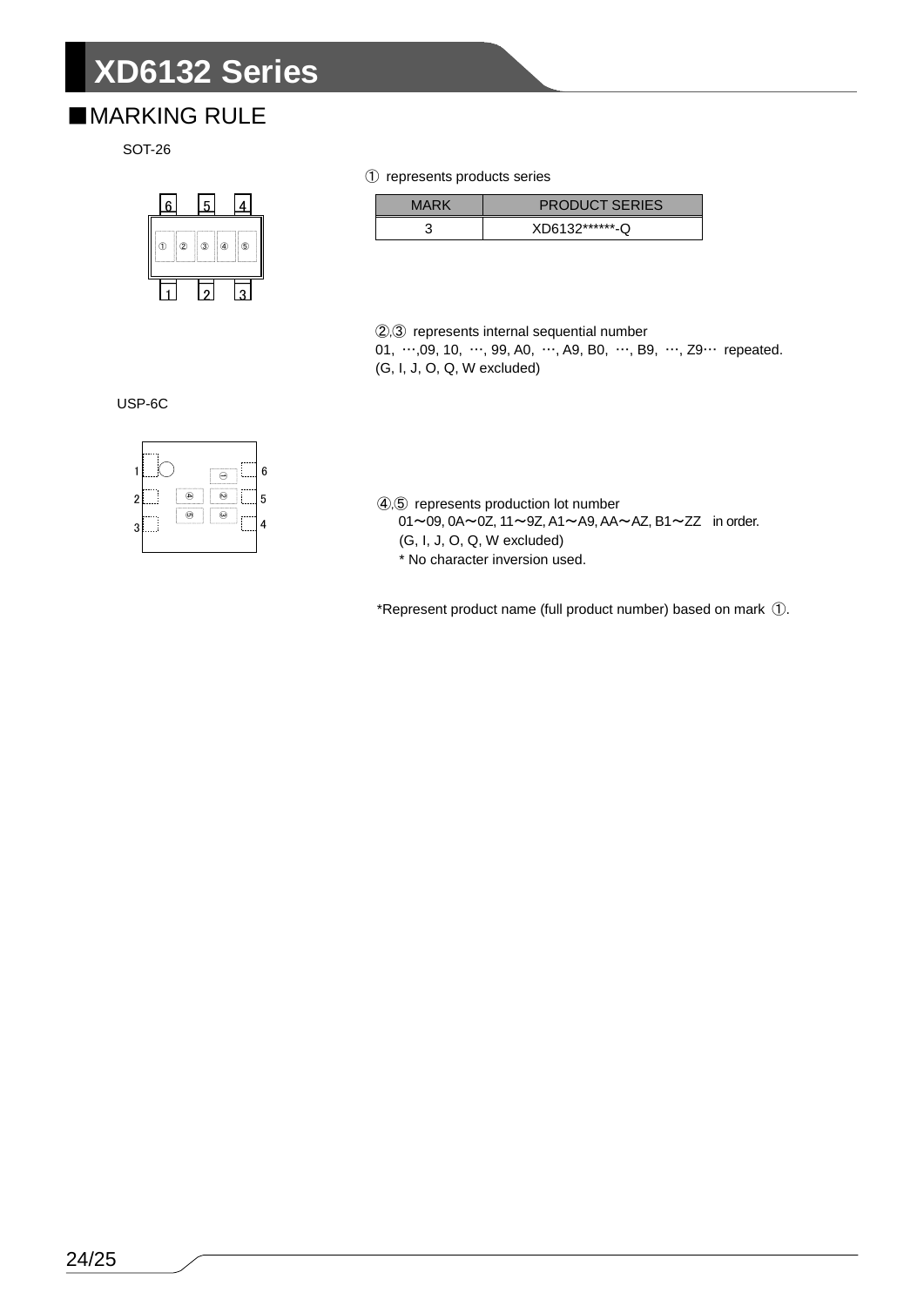## ■MARKING RULE

SOT-26

① represents products series

| MARK | PRODUCT SERIES |
|---|---|
| 3 | XD6132******-Q |

②,③ represents internal sequential number
01, …,09, 10, …, 99, A0, …, A9, B0, …, B9, …, Z9… repeated.
(G, I, J, O, Q, W excluded)

USP-6C

④,⑤ represents production lot number
01～09, 0A～0Z, 11～9Z, A1～A9, AA～AZ, B1～ZZ in order.
(G, I, J, O, Q, W excluded)
* No character inversion used.

*Represent product name (full product number) based on mark ①.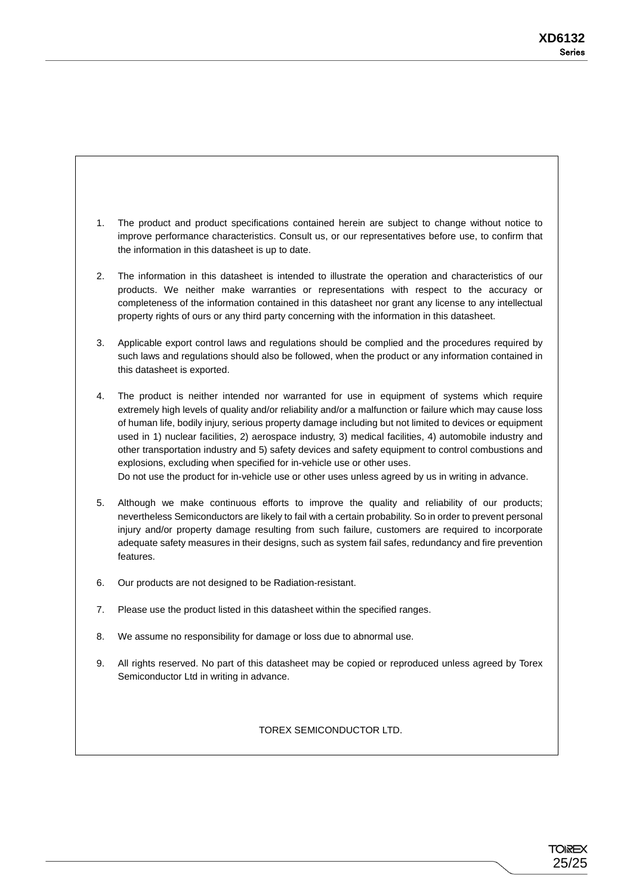1. The product and product specifications contained herein are subject to change without notice to improve performance characteristics. Consult us, or our representatives before use, to confirm that the information in this datasheet is up to date.

2. The information in this datasheet is intended to illustrate the operation and characteristics of our products. We neither make warranties or representations with respect to the accuracy or completeness of the information contained in this datasheet nor grant any license to any intellectual property rights of ours or any third party concerning with the information in this datasheet.

3. Applicable export control laws and regulations should be complied and the procedures required by such laws and regulations should also be followed, when the product or any information contained in this datasheet is exported.

4. The product is neither intended nor warranted for use in equipment of systems which require extremely high levels of quality and/or reliability and/or a malfunction or failure which may cause loss of human life, bodily injury, serious property damage including but not limited to devices or equipment used in 1) nuclear facilities, 2) aerospace industry, 3) medical facilities, 4) automobile industry and other transportation industry and 5) safety devices and safety equipment to control combustions and explosions, excluding when specified for in-vehicle use or other uses.
   Do not use the product for in-vehicle use or other uses unless agreed by us in writing in advance.

5. Although we make continuous efforts to improve the quality and reliability of our products; nevertheless Semiconductors are likely to fail with a certain probability. So in order to prevent personal injury and/or property damage resulting from such failure, customers are required to incorporate adequate safety measures in their designs, such as system fail safes, redundancy and fire prevention features.

6. Our products are not designed to be Radiation-resistant.

7. Please use the product listed in this datasheet within the specified ranges.

8. We assume no responsibility for damage or loss due to abnormal use.

9. All rights reserved. No part of this datasheet may be copied or reproduced unless agreed by Torex Semiconductor Ltd in writing in advance.

TOREX SEMICONDUCTOR LTD.